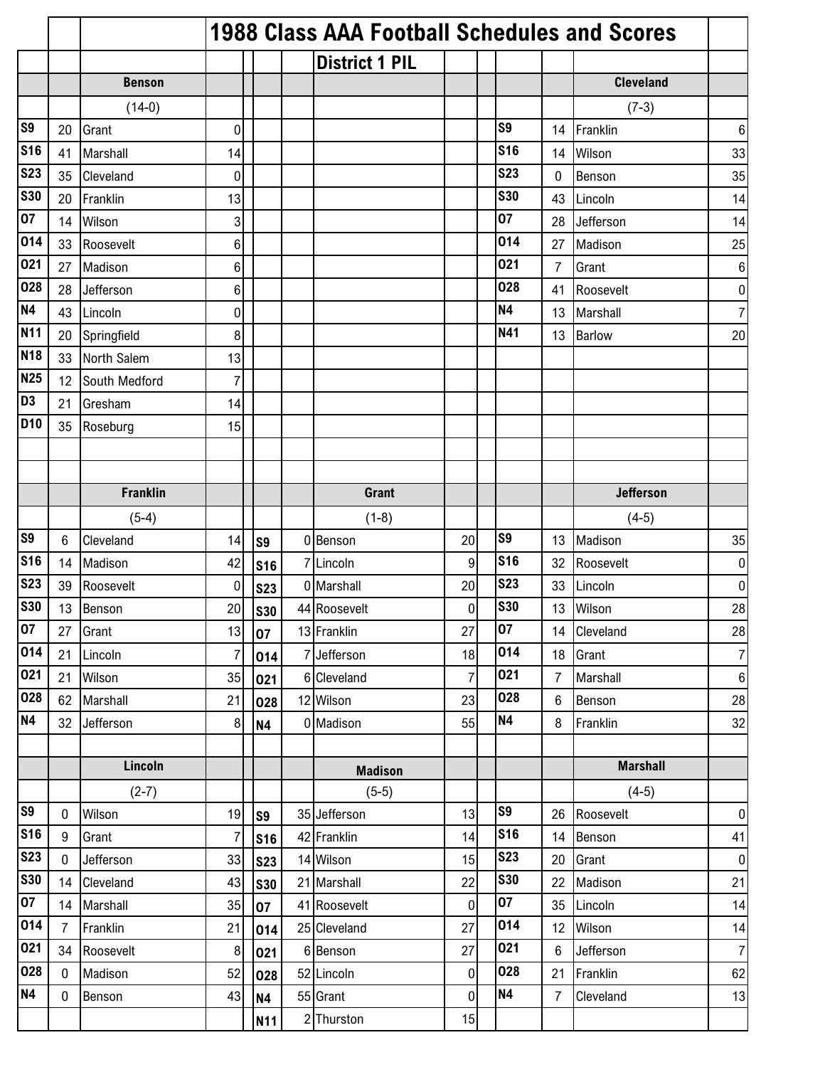# 1988 Class AAA Football Schedules and Scores

## District 1 PIL

### Benson

(14-0)

| Date | Score | Opponent | Opp. Score |
|---|---|---|---|
| S9 | 20 | Grant | 0 |
| S16 | 41 | Marshall | 14 |
| S23 | 35 | Cleveland | 0 |
| S30 | 20 | Franklin | 13 |
| O7 | 14 | Wilson | 3 |
| O14 | 33 | Roosevelt | 6 |
| O21 | 27 | Madison | 6 |
| O28 | 28 | Jefferson | 6 |
| N4 | 43 | Lincoln | 0 |
| N11 | 20 | Springfield | 8 |
| N18 | 33 | North Salem | 13 |
| N25 | 12 | South Medford | 7 |
| D3 | 21 | Gresham | 14 |
| D10 | 35 | Roseburg | 15 |

### Cleveland

(7-3)

| Date | Score | Opponent | Opp. Score |
|---|---|---|---|
| S9 | 14 | Franklin | 6 |
| S16 | 14 | Wilson | 33 |
| S23 | 0 | Benson | 35 |
| S30 | 43 | Lincoln | 14 |
| O7 | 28 | Jefferson | 14 |
| O14 | 27 | Madison | 25 |
| O21 | 7 | Grant | 6 |
| O28 | 41 | Roosevelt | 0 |
| N4 | 13 | Marshall | 7 |
| N41 | 13 | Barlow | 20 |

### Franklin

(5-4)

| Date | Score | Opponent | Opp. Score |
|---|---|---|---|
| S9 | 6 | Cleveland | 14 |
| S16 | 14 | Madison | 42 |
| S23 | 39 | Roosevelt | 0 |
| S30 | 13 | Benson | 20 |
| O7 | 27 | Grant | 13 |
| O14 | 21 | Lincoln | 7 |
| O21 | 21 | Wilson | 35 |
| O28 | 62 | Marshall | 21 |
| N4 | 32 | Jefferson | 8 |

### Grant

(1-8)

| Date | Score | Opponent | Opp. Score |
|---|---|---|---|
| S9 | 0 | Benson | 20 |
| S16 | 7 | Lincoln | 9 |
| S23 | 0 | Marshall | 20 |
| S30 | 44 | Roosevelt | 0 |
| O7 | 13 | Franklin | 27 |
| O14 | 7 | Jefferson | 18 |
| O21 | 6 | Cleveland | 7 |
| O28 | 12 | Wilson | 23 |
| N4 | 0 | Madison | 55 |

### Jefferson

(4-5)

| Date | Score | Opponent | Opp. Score |
|---|---|---|---|
| S9 | 13 | Madison | 35 |
| S16 | 32 | Roosevelt | 0 |
| S23 | 33 | Lincoln | 0 |
| S30 | 13 | Wilson | 28 |
| O7 | 14 | Cleveland | 28 |
| O14 | 18 | Grant | 7 |
| O21 | 7 | Marshall | 6 |
| O28 | 6 | Benson | 28 |
| N4 | 8 | Franklin | 32 |

### Lincoln

(2-7)

| Date | Score | Opponent | Opp. Score |
|---|---|---|---|
| S9 | 0 | Wilson | 19 |
| S16 | 9 | Grant | 7 |
| S23 | 0 | Jefferson | 33 |
| S30 | 14 | Cleveland | 43 |
| O7 | 14 | Marshall | 35 |
| O14 | 7 | Franklin | 21 |
| O21 | 34 | Roosevelt | 8 |
| O28 | 0 | Madison | 52 |
| N4 | 0 | Benson | 43 |

### Madison

(5-5)

| Date | Score | Opponent | Opp. Score |
|---|---|---|---|
| S9 | 35 | Jefferson | 13 |
| S16 | 42 | Franklin | 14 |
| S23 | 14 | Wilson | 15 |
| S30 | 21 | Marshall | 22 |
| O7 | 41 | Roosevelt | 0 |
| O14 | 25 | Cleveland | 27 |
| O21 | 6 | Benson | 27 |
| O28 | 52 | Lincoln | 0 |
| N4 | 55 | Grant | 0 |
| N11 | 2 | Thurston | 15 |

### Marshall

(4-5)

| Date | Score | Opponent | Opp. Score |
|---|---|---|---|
| S9 | 26 | Roosevelt | 0 |
| S16 | 14 | Benson | 41 |
| S23 | 20 | Grant | 0 |
| S30 | 22 | Madison | 21 |
| O7 | 35 | Lincoln | 14 |
| O14 | 12 | Wilson | 14 |
| O21 | 6 | Jefferson | 7 |
| O28 | 21 | Franklin | 62 |
| N4 | 7 | Cleveland | 13 |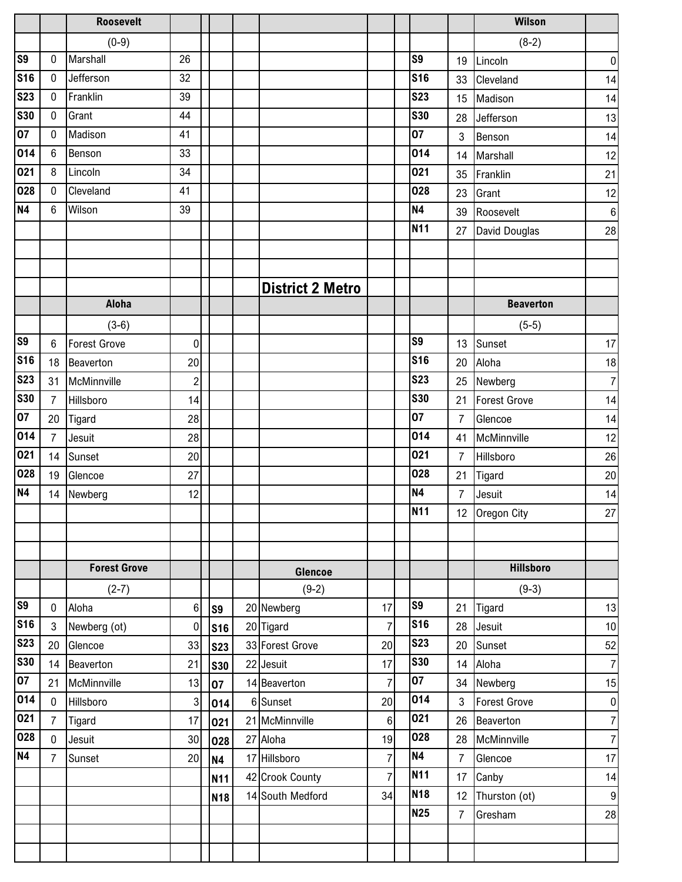### Roosevelt

(0-9)

| Date | Score | Opponent | Opp Score |
|---|---|---|---|
| S9 | 0 | Marshall | 26 |
| S16 | 0 | Jefferson | 32 |
| S23 | 0 | Franklin | 39 |
| S30 | 0 | Grant | 44 |
| O7 | 0 | Madison | 41 |
| O14 | 6 | Benson | 33 |
| O21 | 8 | Lincoln | 34 |
| O28 | 0 | Cleveland | 41 |
| N4 | 6 | Wilson | 39 |

### Wilson

(8-2)

| Date | Score | Opponent | Opp Score |
|---|---|---|---|
| S9 | 19 | Lincoln | 0 |
| S16 | 33 | Cleveland | 14 |
| S23 | 15 | Madison | 14 |
| S30 | 28 | Jefferson | 13 |
| O7 | 3 | Benson | 14 |
| O14 | 14 | Marshall | 12 |
| O21 | 35 | Franklin | 21 |
| O28 | 23 | Grant | 12 |
| N4 | 39 | Roosevelt | 6 |
| N11 | 27 | David Douglas | 28 |

## District 2 Metro

### Aloha

(3-6)

| Date | Score | Opponent | Opp Score |
|---|---|---|---|
| S9 | 6 | Forest Grove | 0 |
| S16 | 18 | Beaverton | 20 |
| S23 | 31 | McMinnville | 2 |
| S30 | 7 | Hillsboro | 14 |
| O7 | 20 | Tigard | 28 |
| O14 | 7 | Jesuit | 28 |
| O21 | 14 | Sunset | 20 |
| O28 | 19 | Glencoe | 27 |
| N4 | 14 | Newberg | 12 |

### Beaverton

(5-5)

| Date | Score | Opponent | Opp Score |
|---|---|---|---|
| S9 | 13 | Sunset | 17 |
| S16 | 20 | Aloha | 18 |
| S23 | 25 | Newberg | 7 |
| S30 | 21 | Forest Grove | 14 |
| O7 | 7 | Glencoe | 14 |
| O14 | 41 | McMinnville | 12 |
| O21 | 7 | Hillsboro | 26 |
| O28 | 21 | Tigard | 20 |
| N4 | 7 | Jesuit | 14 |
| N11 | 12 | Oregon City | 27 |

### Forest Grove

(2-7)

| Date | Score | Opponent | Opp Score |
|---|---|---|---|
| S9 | 0 | Aloha | 6 |
| S16 | 3 | Newberg (ot) | 0 |
| S23 | 20 | Glencoe | 33 |
| S30 | 14 | Beaverton | 21 |
| O7 | 21 | McMinnville | 13 |
| O14 | 0 | Hillsboro | 3 |
| O21 | 7 | Tigard | 17 |
| O28 | 0 | Jesuit | 30 |
| N4 | 7 | Sunset | 20 |

### Glencoe

(9-2)

| Date | Score | Opponent | Opp Score |
|---|---|---|---|
| S9 | 20 | Newberg | 17 |
| S16 | 20 | Tigard | 7 |
| S23 | 33 | Forest Grove | 20 |
| S30 | 22 | Jesuit | 17 |
| O7 | 14 | Beaverton | 7 |
| O14 | 6 | Sunset | 20 |
| O21 | 21 | McMinnville | 6 |
| O28 | 27 | Aloha | 19 |
| N4 | 17 | Hillsboro | 7 |
| N11 | 42 | Crook County | 7 |
| N18 | 14 | South Medford | 34 |

### Hillsboro

(9-3)

| Date | Score | Opponent | Opp Score |
|---|---|---|---|
| S9 | 21 | Tigard | 13 |
| S16 | 28 | Jesuit | 10 |
| S23 | 20 | Sunset | 52 |
| S30 | 14 | Aloha | 7 |
| O7 | 34 | Newberg | 15 |
| O14 | 3 | Forest Grove | 0 |
| O21 | 26 | Beaverton | 7 |
| O28 | 28 | McMinnville | 7 |
| N4 | 7 | Glencoe | 17 |
| N11 | 17 | Canby | 14 |
| N18 | 12 | Thurston (ot) | 9 |
| N25 | 7 | Gresham | 28 |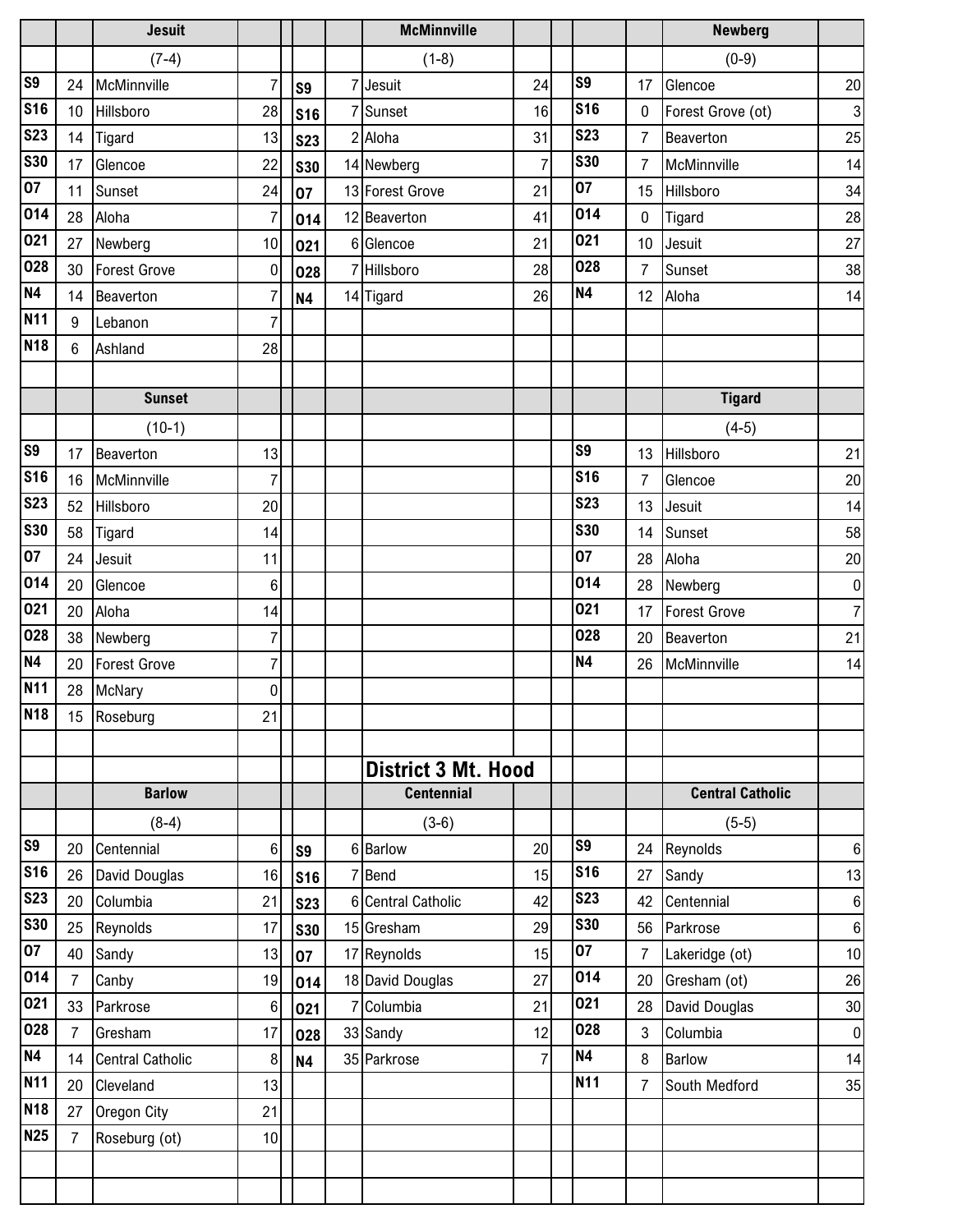| | | Jesuit | | | | | McMinnville | | | | | Newberg | |
|---|---|---|---|---|---|---|---|---|---|---|---|---|---|
| | | (7-4) | | | | | (1-8) | | | | | (0-9) | |
| S9 | 24 | McMinnville | 7 | | S9 | 7 | Jesuit | 24 | | S9 | 17 | Glencoe | 20 |
| S16 | 10 | Hillsboro | 28 | | S16 | 7 | Sunset | 16 | | S16 | 0 | Forest Grove (ot) | 3 |
| S23 | 14 | Tigard | 13 | | S23 | 2 | Aloha | 31 | | S23 | 7 | Beaverton | 25 |
| S30 | 17 | Glencoe | 22 | | S30 | 14 | Newberg | 7 | | S30 | 7 | McMinnville | 14 |
| O7 | 11 | Sunset | 24 | | O7 | 13 | Forest Grove | 21 | | O7 | 15 | Hillsboro | 34 |
| O14 | 28 | Aloha | 7 | | O14 | 12 | Beaverton | 41 | | O14 | 0 | Tigard | 28 |
| O21 | 27 | Newberg | 10 | | O21 | 6 | Glencoe | 21 | | O21 | 10 | Jesuit | 27 |
| O28 | 30 | Forest Grove | 0 | | O28 | 7 | Hillsboro | 28 | | O28 | 7 | Sunset | 38 |
| N4 | 14 | Beaverton | 7 | | N4 | 14 | Tigard | 26 | | N4 | 12 | Aloha | 14 |
| N11 | 9 | Lebanon | 7 | | | | | | | | | | |
| N18 | 6 | Ashland | 28 | | | | | | | | | | |

| | | Sunset | | | | | | | | | | Tigard | |
|---|---|---|---|---|---|---|---|---|---|---|---|---|---|
| | | (10-1) | | | | | | | | | | (4-5) | |
| S9 | 17 | Beaverton | 13 | | | | | | | S9 | 13 | Hillsboro | 21 |
| S16 | 16 | McMinnville | 7 | | | | | | | S16 | 7 | Glencoe | 20 |
| S23 | 52 | Hillsboro | 20 | | | | | | | S23 | 13 | Jesuit | 14 |
| S30 | 58 | Tigard | 14 | | | | | | | S30 | 14 | Sunset | 58 |
| O7 | 24 | Jesuit | 11 | | | | | | | O7 | 28 | Aloha | 20 |
| O14 | 20 | Glencoe | 6 | | | | | | | O14 | 28 | Newberg | 0 |
| O21 | 20 | Aloha | 14 | | | | | | | O21 | 17 | Forest Grove | 7 |
| O28 | 38 | Newberg | 7 | | | | | | | O28 | 20 | Beaverton | 21 |
| N4 | 20 | Forest Grove | 7 | | | | | | | N4 | 26 | McMinnville | 14 |
| N11 | 28 | McNary | 0 | | | | | | | | | | |
| N18 | 15 | Roseburg | 21 | | | | | | | | | | |

## District 3 Mt. Hood

| | | Barlow | | | | | Centennial | | | | | Central Catholic | |
|---|---|---|---|---|---|---|---|---|---|---|---|---|---|
| | | (8-4) | | | | | (3-6) | | | | | (5-5) | |
| S9 | 20 | Centennial | 6 | | S9 | 6 | Barlow | 20 | | S9 | 24 | Reynolds | 6 |
| S16 | 26 | David Douglas | 16 | | S16 | 7 | Bend | 15 | | S16 | 27 | Sandy | 13 |
| S23 | 20 | Columbia | 21 | | S23 | 6 | Central Catholic | 42 | | S23 | 42 | Centennial | 6 |
| S30 | 25 | Reynolds | 17 | | S30 | 15 | Gresham | 29 | | S30 | 56 | Parkrose | 6 |
| O7 | 40 | Sandy | 13 | | O7 | 17 | Reynolds | 15 | | O7 | 7 | Lakeridge (ot) | 10 |
| O14 | 7 | Canby | 19 | | O14 | 18 | David Douglas | 27 | | O14 | 20 | Gresham (ot) | 26 |
| O21 | 33 | Parkrose | 6 | | O21 | 7 | Columbia | 21 | | O21 | 28 | David Douglas | 30 |
| O28 | 7 | Gresham | 17 | | O28 | 33 | Sandy | 12 | | O28 | 3 | Columbia | 0 |
| N4 | 14 | Central Catholic | 8 | | N4 | 35 | Parkrose | 7 | | N4 | 8 | Barlow | 14 |
| N11 | 20 | Cleveland | 13 | | | | | | | N11 | 7 | South Medford | 35 |
| N18 | 27 | Oregon City | 21 | | | | | | | | | | |
| N25 | 7 | Roseburg (ot) | 10 | | | | | | | | | | |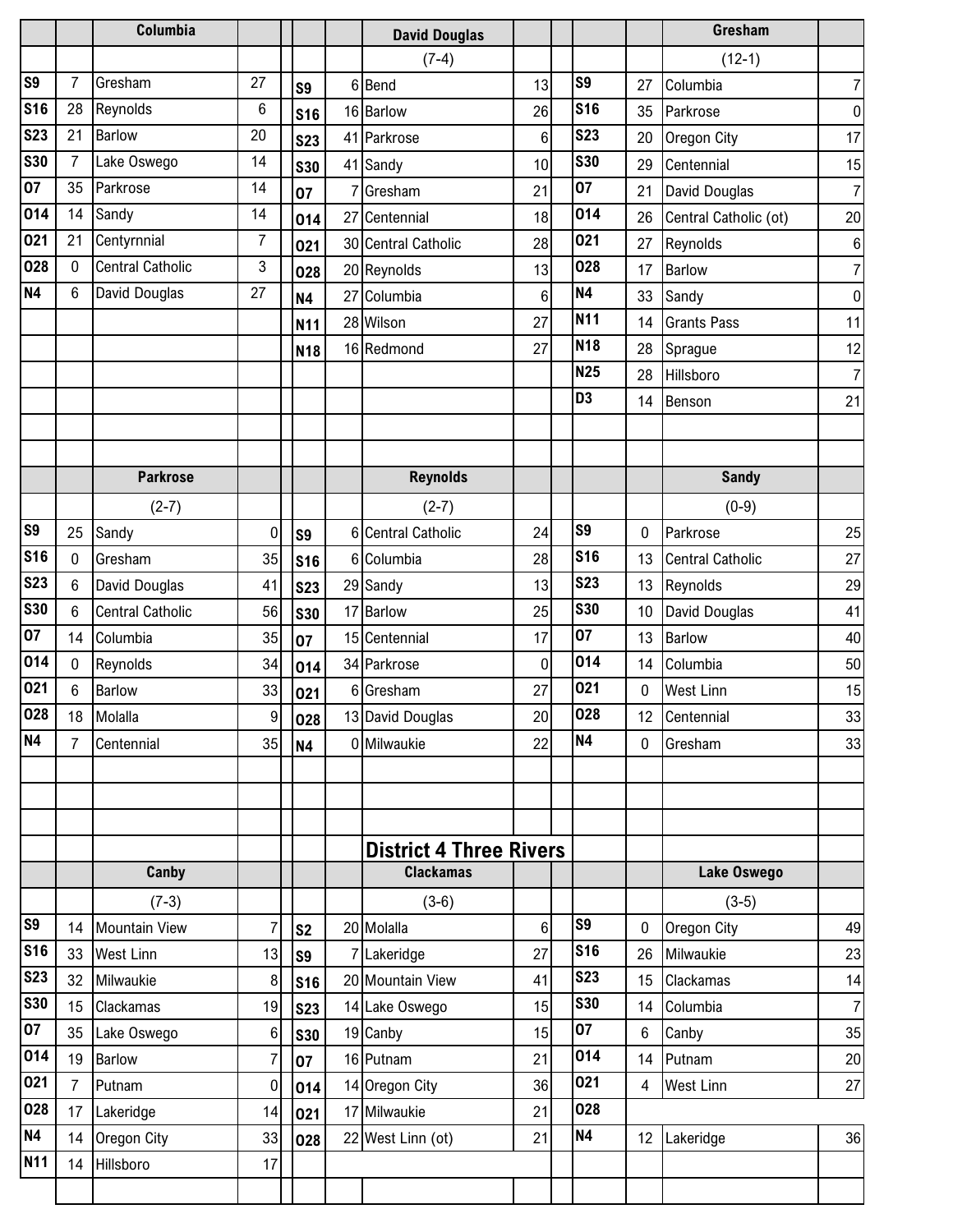### Columbia

| Date | Score | Opponent | Opp |
|---|---|---|---|
| S9 | 7 | Gresham | 27 |
| S16 | 28 | Reynolds | 6 |
| S23 | 21 | Barlow | 20 |
| S30 | 7 | Lake Oswego | 14 |
| O7 | 35 | Parkrose | 14 |
| O14 | 14 | Sandy | 14 |
| O21 | 21 | Centyrnnial | 7 |
| O28 | 0 | Central Catholic | 3 |
| N4 | 6 | David Douglas | 27 |

### David Douglas

(7-4)

| Date | Score | Opponent | Opp |
|---|---|---|---|
| S9 | 6 | Bend | 13 |
| S16 | 16 | Barlow | 26 |
| S23 | 41 | Parkrose | 6 |
| S30 | 41 | Sandy | 10 |
| O7 | 7 | Gresham | 21 |
| O14 | 27 | Centennial | 18 |
| O21 | 30 | Central Catholic | 28 |
| O28 | 20 | Reynolds | 13 |
| N4 | 27 | Columbia | 6 |
| N11 | 28 | Wilson | 27 |
| N18 | 16 | Redmond | 27 |

### Gresham

(12-1)

| Date | Score | Opponent | Opp |
|---|---|---|---|
| S9 | 27 | Columbia | 7 |
| S16 | 35 | Parkrose | 0 |
| S23 | 20 | Oregon City | 17 |
| S30 | 29 | Centennial | 15 |
| O7 | 21 | David Douglas | 7 |
| O14 | 26 | Central Catholic (ot) | 20 |
| O21 | 27 | Reynolds | 6 |
| O28 | 17 | Barlow | 7 |
| N4 | 33 | Sandy | 0 |
| N11 | 14 | Grants Pass | 11 |
| N18 | 28 | Sprague | 12 |
| N25 | 28 | Hillsboro | 7 |
| D3 | 14 | Benson | 21 |

### Parkrose

(2-7)

| Date | Score | Opponent | Opp |
|---|---|---|---|
| S9 | 25 | Sandy | 0 |
| S16 | 0 | Gresham | 35 |
| S23 | 6 | David Douglas | 41 |
| S30 | 6 | Central Catholic | 56 |
| O7 | 14 | Columbia | 35 |
| O14 | 0 | Reynolds | 34 |
| O21 | 6 | Barlow | 33 |
| O28 | 18 | Molalla | 9 |
| N4 | 7 | Centennial | 35 |

### Reynolds

(2-7)

| Date | Score | Opponent | Opp |
|---|---|---|---|
| S9 | 6 | Central Catholic | 24 |
| S16 | 6 | Columbia | 28 |
| S23 | 29 | Sandy | 13 |
| S30 | 17 | Barlow | 25 |
| O7 | 15 | Centennial | 17 |
| O14 | 34 | Parkrose | 0 |
| O21 | 6 | Gresham | 27 |
| O28 | 13 | David Douglas | 20 |
| N4 | 0 | Milwaukie | 22 |

### Sandy

(0-9)

| Date | Score | Opponent | Opp |
|---|---|---|---|
| S9 | 0 | Parkrose | 25 |
| S16 | 13 | Central Catholic | 27 |
| S23 | 13 | Reynolds | 29 |
| S30 | 10 | David Douglas | 41 |
| O7 | 13 | Barlow | 40 |
| O14 | 14 | Columbia | 50 |
| O21 | 0 | West Linn | 15 |
| O28 | 12 | Centennial | 33 |
| N4 | 0 | Gresham | 33 |

## District 4 Three Rivers

### Canby

(7-3)

| Date | Score | Opponent | Opp |
|---|---|---|---|
| S9 | 14 | Mountain View | 7 |
| S16 | 33 | West Linn | 13 |
| S23 | 32 | Milwaukie | 8 |
| S30 | 15 | Clackamas | 19 |
| O7 | 35 | Lake Oswego | 6 |
| O14 | 19 | Barlow | 7 |
| O21 | 7 | Putnam | 0 |
| O28 | 17 | Lakeridge | 14 |
| N4 | 14 | Oregon City | 33 |
| N11 | 14 | Hillsboro | 17 |

### Clackamas

(3-6)

| Date | Score | Opponent | Opp |
|---|---|---|---|
| S2 | 20 | Molalla | 6 |
| S9 | 7 | Lakeridge | 27 |
| S16 | 20 | Mountain View | 41 |
| S23 | 14 | Lake Oswego | 15 |
| S30 | 19 | Canby | 15 |
| O7 | 16 | Putnam | 21 |
| O14 | 14 | Oregon City | 36 |
| O21 | 17 | Milwaukie | 21 |
| O28 | 22 | West Linn (ot) | 21 |

### Lake Oswego

(3-5)

| Date | Score | Opponent | Opp |
|---|---|---|---|
| S9 | 0 | Oregon City | 49 |
| S16 | 26 | Milwaukie | 23 |
| S23 | 15 | Clackamas | 14 |
| S30 | 14 | Columbia | 7 |
| O7 | 6 | Canby | 35 |
| O14 | 14 | Putnam | 20 |
| O21 | 4 | West Linn | 27 |
| O28 | | | |
| N4 | 12 | Lakeridge | 36 |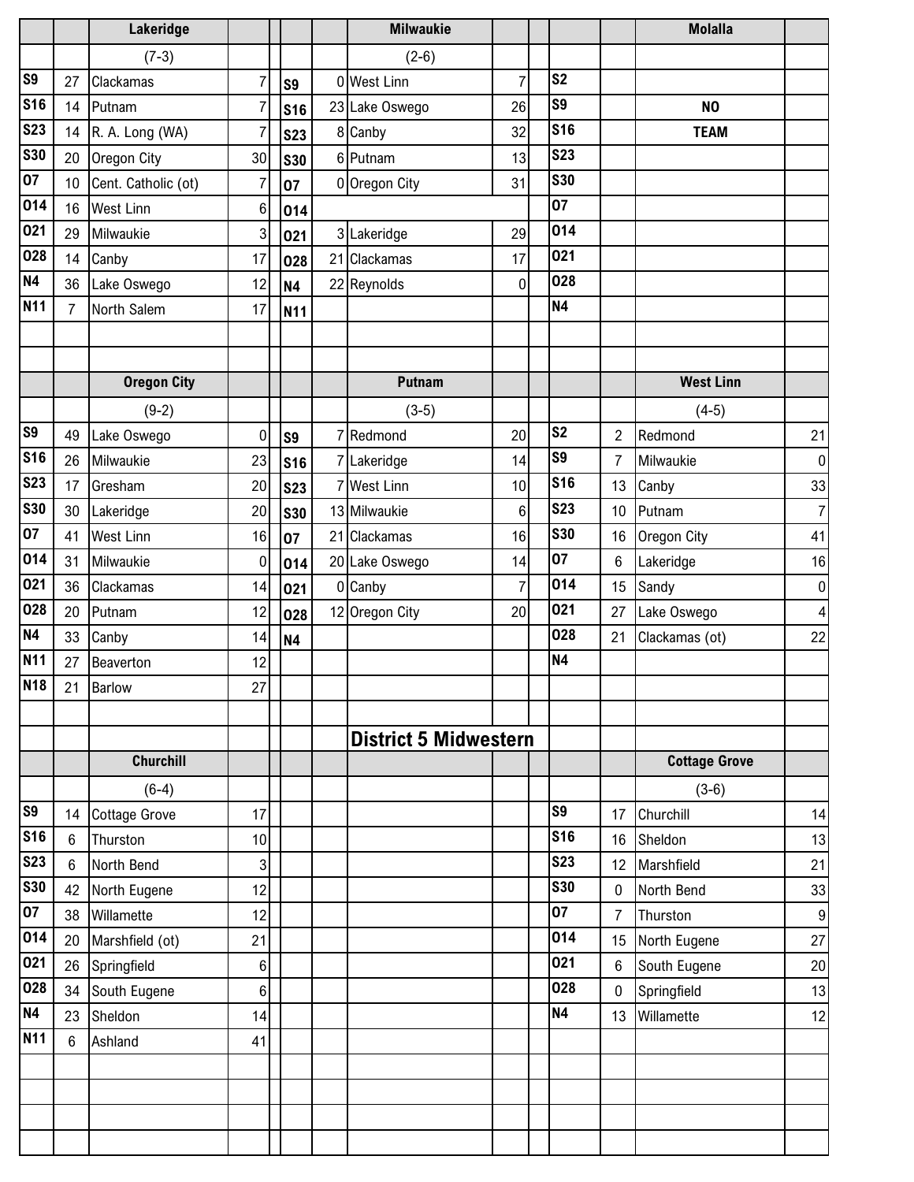### Lakeridge

(7-3)

| Date | Score | Opponent | Opp |
|---|---|---|---|
| S9 | 27 | Clackamas | 7 |
| S16 | 14 | Putnam | 7 |
| S23 | 14 | R. A. Long (WA) | 7 |
| S30 | 20 | Oregon City | 30 |
| O7 | 10 | Cent. Catholic (ot) | 7 |
| O14 | 16 | West Linn | 6 |
| O21 | 29 | Milwaukie | 3 |
| O28 | 14 | Canby | 17 |
| N4 | 36 | Lake Oswego | 12 |
| N11 | 7 | North Salem | 17 |

### Milwaukie

(2-6)

| Date | Score | Opponent | Opp |
|---|---|---|---|
| S9 | 0 | West Linn | 7 |
| S16 | 23 | Lake Oswego | 26 |
| S23 | 8 | Canby | 32 |
| S30 | 6 | Putnam | 13 |
| O7 | 0 | Oregon City | 31 |
| O14 | | | |
| O21 | 3 | Lakeridge | 29 |
| O28 | 21 | Clackamas | 17 |
| N4 | 22 | Reynolds | 0 |
| N11 | | | |

### Molalla

| Date | Score | Opponent | Opp |
|---|---|---|---|
| S2 | | | |
| S9 | | NO | |
| S16 | | TEAM | |
| S23 | | | |
| S30 | | | |
| O7 | | | |
| O14 | | | |
| O21 | | | |
| O28 | | | |
| N4 | | | |

### Oregon City

(9-2)

| Date | Score | Opponent | Opp |
|---|---|---|---|
| S9 | 49 | Lake Oswego | 0 |
| S16 | 26 | Milwaukie | 23 |
| S23 | 17 | Gresham | 20 |
| S30 | 30 | Lakeridge | 20 |
| O7 | 41 | West Linn | 16 |
| O14 | 31 | Milwaukie | 0 |
| O21 | 36 | Clackamas | 14 |
| O28 | 20 | Putnam | 12 |
| N4 | 33 | Canby | 14 |
| N11 | 27 | Beaverton | 12 |
| N18 | 21 | Barlow | 27 |

### Putnam

(3-5)

| Date | Score | Opponent | Opp |
|---|---|---|---|
| S9 | 7 | Redmond | 20 |
| S16 | 7 | Lakeridge | 14 |
| S23 | 7 | West Linn | 10 |
| S30 | 13 | Milwaukie | 6 |
| O7 | 21 | Clackamas | 16 |
| O14 | 20 | Lake Oswego | 14 |
| O21 | 0 | Canby | 7 |
| O28 | 12 | Oregon City | 20 |
| N4 | | | |

### West Linn

(4-5)

| Date | Score | Opponent | Opp |
|---|---|---|---|
| S2 | 2 | Redmond | 21 |
| S9 | 7 | Milwaukie | 0 |
| S16 | 13 | Canby | 33 |
| S23 | 10 | Putnam | 7 |
| S30 | 16 | Oregon City | 41 |
| O7 | 6 | Lakeridge | 16 |
| O14 | 15 | Sandy | 0 |
| O21 | 27 | Lake Oswego | 4 |
| O28 | 21 | Clackamas (ot) | 22 |
| N4 | | | |

## District 5 Midwestern

### Churchill

(6-4)

| Date | Score | Opponent | Opp |
|---|---|---|---|
| S9 | 14 | Cottage Grove | 17 |
| S16 | 6 | Thurston | 10 |
| S23 | 6 | North Bend | 3 |
| S30 | 42 | North Eugene | 12 |
| O7 | 38 | Willamette | 12 |
| O14 | 20 | Marshfield (ot) | 21 |
| O21 | 26 | Springfield | 6 |
| O28 | 34 | South Eugene | 6 |
| N4 | 23 | Sheldon | 14 |
| N11 | 6 | Ashland | 41 |

### Cottage Grove

(3-6)

| Date | Score | Opponent | Opp |
|---|---|---|---|
| S9 | 17 | Churchill | 14 |
| S16 | 16 | Sheldon | 13 |
| S23 | 12 | Marshfield | 21 |
| S30 | 0 | North Bend | 33 |
| O7 | 7 | Thurston | 9 |
| O14 | 15 | North Eugene | 27 |
| O21 | 6 | South Eugene | 20 |
| O28 | 0 | Springfield | 13 |
| N4 | 13 | Willamette | 12 |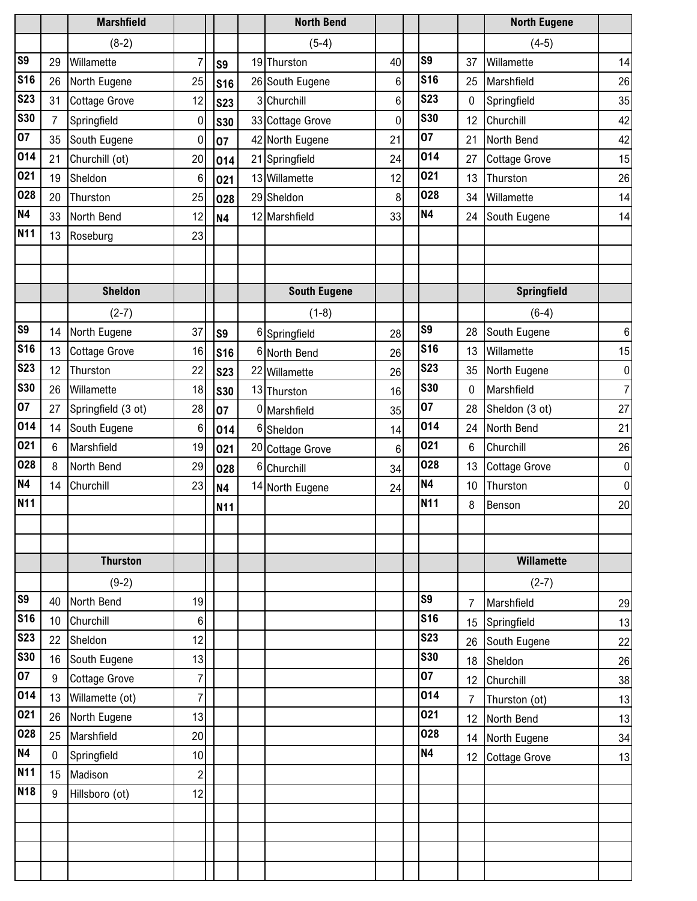| | | Marshfield | | | | | North Bend | | | | | North Eugene | |
|---|---|---|---|---|---|---|---|---|---|---|---|---|---|
| | | (8-2) | | | | | (5-4) | | | | | (4-5) | |
| S9 | 29 | Willamette | 7 | | S9 | 19 | Thurston | 40 | | S9 | 37 | Willamette | 14 |
| S16 | 26 | North Eugene | 25 | | S16 | 26 | South Eugene | 6 | | S16 | 25 | Marshfield | 26 |
| S23 | 31 | Cottage Grove | 12 | | S23 | 3 | Churchill | 6 | | S23 | 0 | Springfield | 35 |
| S30 | 7 | Springfield | 0 | | S30 | 33 | Cottage Grove | 0 | | S30 | 12 | Churchill | 42 |
| O7 | 35 | South Eugene | 0 | | O7 | 42 | North Eugene | 21 | | O7 | 21 | North Bend | 42 |
| O14 | 21 | Churchill (ot) | 20 | | O14 | 21 | Springfield | 24 | | O14 | 27 | Cottage Grove | 15 |
| O21 | 19 | Sheldon | 6 | | O21 | 13 | Willamette | 12 | | O21 | 13 | Thurston | 26 |
| O28 | 20 | Thurston | 25 | | O28 | 29 | Sheldon | 8 | | O28 | 34 | Willamette | 14 |
| N4 | 33 | North Bend | 12 | | N4 | 12 | Marshfield | 33 | | N4 | 24 | South Eugene | 14 |
| N11 | 13 | Roseburg | 23 | | | | | | | | | | |

| | | Sheldon | | | | | South Eugene | | | | | Springfield | |
|---|---|---|---|---|---|---|---|---|---|---|---|---|---|
| | | (2-7) | | | | | (1-8) | | | | | (6-4) | |
| S9 | 14 | North Eugene | 37 | | S9 | 6 | Springfield | 28 | | S9 | 28 | South Eugene | 6 |
| S16 | 13 | Cottage Grove | 16 | | S16 | 6 | North Bend | 26 | | S16 | 13 | Willamette | 15 |
| S23 | 12 | Thurston | 22 | | S23 | 22 | Willamette | 26 | | S23 | 35 | North Eugene | 0 |
| S30 | 26 | Willamette | 18 | | S30 | 13 | Thurston | 16 | | S30 | 0 | Marshfield | 7 |
| O7 | 27 | Springfield (3 ot) | 28 | | O7 | 0 | Marshfield | 35 | | O7 | 28 | Sheldon (3 ot) | 27 |
| O14 | 14 | South Eugene | 6 | | O14 | 6 | Sheldon | 14 | | O14 | 24 | North Bend | 21 |
| O21 | 6 | Marshfield | 19 | | O21 | 20 | Cottage Grove | 6 | | O21 | 6 | Churchill | 26 |
| O28 | 8 | North Bend | 29 | | O28 | 6 | Churchill | 34 | | O28 | 13 | Cottage Grove | 0 |
| N4 | 14 | Churchill | 23 | | N4 | 14 | North Eugene | 24 | | N4 | 10 | Thurston | 0 |
| N11 | | | | | N11 | | | | | N11 | 8 | Benson | 20 |

| | | Thurston | | | | | | | | | | Willamette | |
|---|---|---|---|---|---|---|---|---|---|---|---|---|---|
| | | (9-2) | | | | | | | | | | (2-7) | |
| S9 | 40 | North Bend | 19 | | | | | | | S9 | 7 | Marshfield | 29 |
| S16 | 10 | Churchill | 6 | | | | | | | S16 | 15 | Springfield | 13 |
| S23 | 22 | Sheldon | 12 | | | | | | | S23 | 26 | South Eugene | 22 |
| S30 | 16 | South Eugene | 13 | | | | | | | S30 | 18 | Sheldon | 26 |
| O7 | 9 | Cottage Grove | 7 | | | | | | | O7 | 12 | Churchill | 38 |
| O14 | 13 | Willamette (ot) | 7 | | | | | | | O14 | 7 | Thurston (ot) | 13 |
| O21 | 26 | North Eugene | 13 | | | | | | | O21 | 12 | North Bend | 13 |
| O28 | 25 | Marshfield | 20 | | | | | | | O28 | 14 | North Eugene | 34 |
| N4 | 0 | Springfield | 10 | | | | | | | N4 | 12 | Cottage Grove | 13 |
| N11 | 15 | Madison | 2 | | | | | | | | | | |
| N18 | 9 | Hillsboro (ot) | 12 | | | | | | | | | | |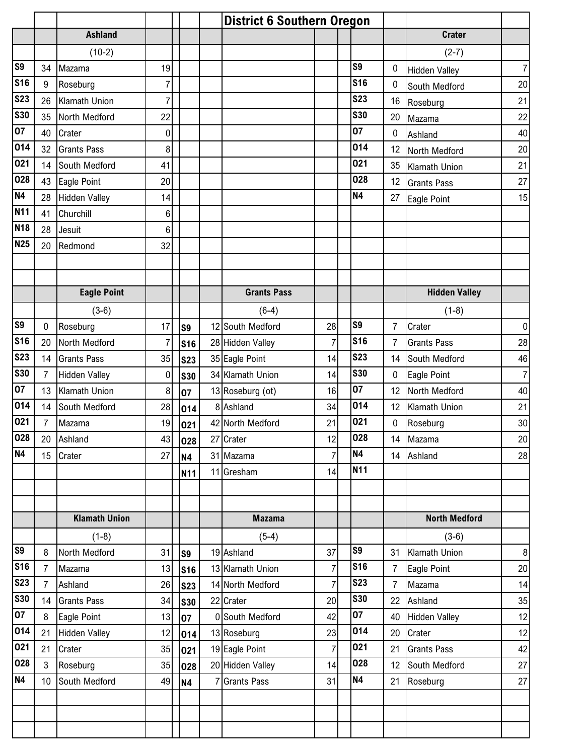# District 6 Southern Oregon

## Ashland

(10-2)

| Date | Score | Opponent | Opp Score |
|---|---|---|---|
| S9 | 34 | Mazama | 19 |
| S16 | 9 | Roseburg | 7 |
| S23 | 26 | Klamath Union | 7 |
| S30 | 35 | North Medford | 22 |
| O7 | 40 | Crater | 0 |
| O14 | 32 | Grants Pass | 8 |
| O21 | 14 | South Medford | 41 |
| O28 | 43 | Eagle Point | 20 |
| N4 | 28 | Hidden Valley | 14 |
| N11 | 41 | Churchill | 6 |
| N18 | 28 | Jesuit | 6 |
| N25 | 20 | Redmond | 32 |

## Crater

(2-7)

| Date | Score | Opponent | Opp Score |
|---|---|---|---|
| S9 | 0 | Hidden Valley | 7 |
| S16 | 0 | South Medford | 20 |
| S23 | 16 | Roseburg | 21 |
| S30 | 20 | Mazama | 22 |
| O7 | 0 | Ashland | 40 |
| O14 | 12 | North Medford | 20 |
| O21 | 35 | Klamath Union | 21 |
| O28 | 12 | Grants Pass | 27 |
| N4 | 27 | Eagle Point | 15 |

## Eagle Point

(3-6)

| Date | Score | Opponent | Opp Score |
|---|---|---|---|
| S9 | 0 | Roseburg | 17 |
| S16 | 20 | North Medford | 7 |
| S23 | 14 | Grants Pass | 35 |
| S30 | 7 | Hidden Valley | 0 |
| O7 | 13 | Klamath Union | 8 |
| O14 | 14 | South Medford | 28 |
| O21 | 7 | Mazama | 19 |
| O28 | 20 | Ashland | 43 |
| N4 | 15 | Crater | 27 |

## Grants Pass

(6-4)

| Date | Score | Opponent | Opp Score |
|---|---|---|---|
| S9 | 12 | South Medford | 28 |
| S16 | 28 | Hidden Valley | 7 |
| S23 | 35 | Eagle Point | 14 |
| S30 | 34 | Klamath Union | 14 |
| O7 | 13 | Roseburg (ot) | 16 |
| O14 | 8 | Ashland | 34 |
| O21 | 42 | North Medford | 21 |
| O28 | 27 | Crater | 12 |
| N4 | 31 | Mazama | 7 |
| N11 | 11 | Gresham | 14 |

## Hidden Valley

(1-8)

| Date | Score | Opponent | Opp Score |
|---|---|---|---|
| S9 | 7 | Crater | 0 |
| S16 | 7 | Grants Pass | 28 |
| S23 | 14 | South Medford | 46 |
| S30 | 0 | Eagle Point | 7 |
| O7 | 12 | North Medford | 40 |
| O14 | 12 | Klamath Union | 21 |
| O21 | 0 | Roseburg | 30 |
| O28 | 14 | Mazama | 20 |
| N4 | 14 | Ashland | 28 |
| N11 | | | |

## Klamath Union

(1-8)

| Date | Score | Opponent | Opp Score |
|---|---|---|---|
| S9 | 8 | North Medford | 31 |
| S16 | 7 | Mazama | 13 |
| S23 | 7 | Ashland | 26 |
| S30 | 14 | Grants Pass | 34 |
| O7 | 8 | Eagle Point | 13 |
| O14 | 21 | Hidden Valley | 12 |
| O21 | 21 | Crater | 35 |
| O28 | 3 | Roseburg | 35 |
| N4 | 10 | South Medford | 49 |

## Mazama

(5-4)

| Date | Score | Opponent | Opp Score |
|---|---|---|---|
| S9 | 19 | Ashland | 37 |
| S16 | 13 | Klamath Union | 7 |
| S23 | 14 | North Medford | 7 |
| S30 | 22 | Crater | 20 |
| O7 | 0 | South Medford | 42 |
| O14 | 13 | Roseburg | 23 |
| O21 | 19 | Eagle Point | 7 |
| O28 | 20 | Hidden Valley | 14 |
| N4 | 7 | Grants Pass | 31 |

## North Medford

(3-6)

| Date | Score | Opponent | Opp Score |
|---|---|---|---|
| S9 | 31 | Klamath Union | 8 |
| S16 | 7 | Eagle Point | 20 |
| S23 | 7 | Mazama | 14 |
| S30 | 22 | Ashland | 35 |
| O7 | 40 | Hidden Valley | 12 |
| O14 | 20 | Crater | 12 |
| O21 | 21 | Grants Pass | 42 |
| O28 | 12 | South Medford | 27 |
| N4 | 21 | Roseburg | 27 |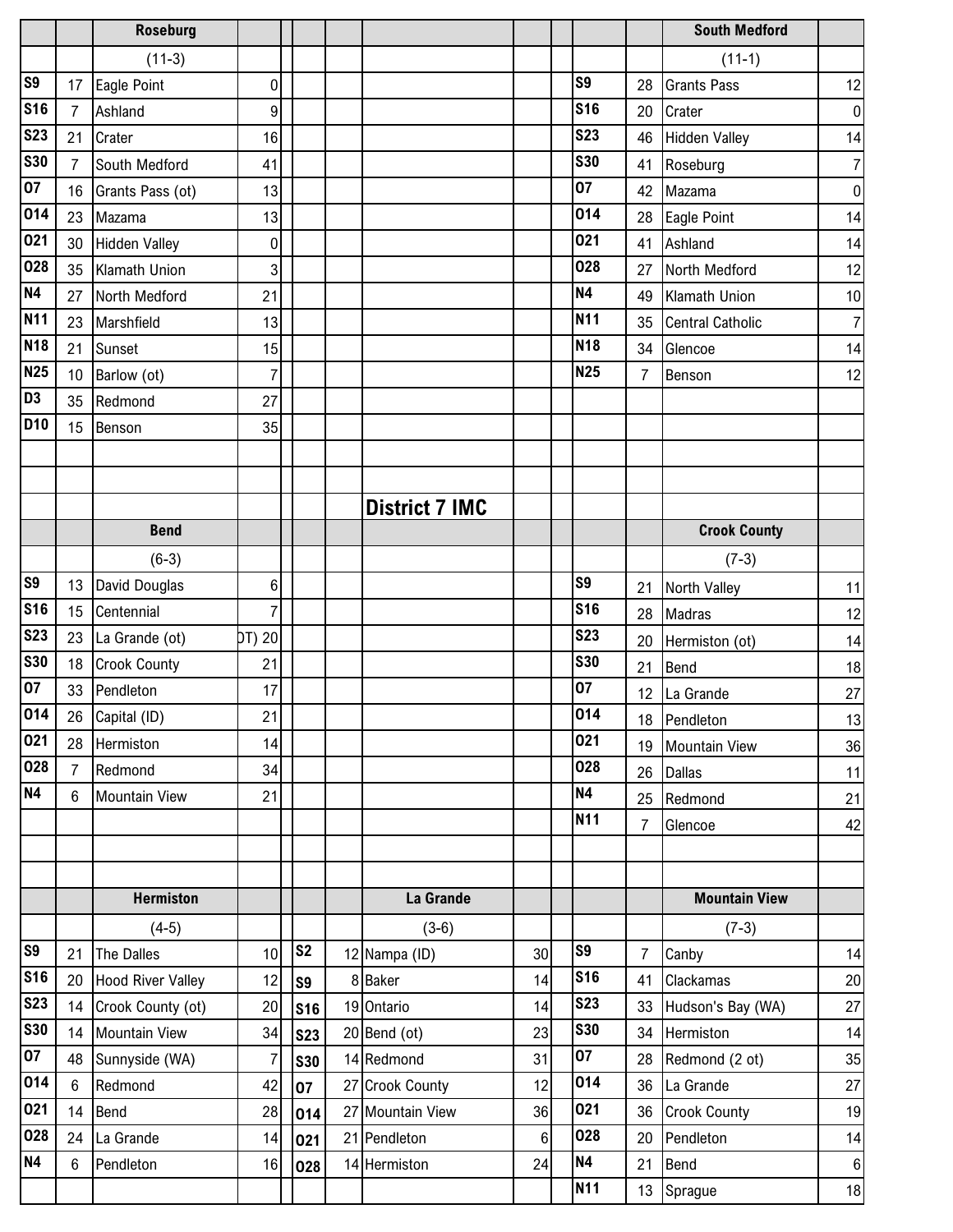| | | Roseburg | | | | | | | | | South Medford | |
|---|---|---|---|---|---|---|---|---|---|---|---|---|
| | | (11-3) | | | | | | | | | (11-1) | |
| S9 | 17 | Eagle Point | 0 | | | | | | S9 | 28 | Grants Pass | 12 |
| S16 | 7 | Ashland | 9 | | | | | | S16 | 20 | Crater | 0 |
| S23 | 21 | Crater | 16 | | | | | | S23 | 46 | Hidden Valley | 14 |
| S30 | 7 | South Medford | 41 | | | | | | S30 | 41 | Roseburg | 7 |
| O7 | 16 | Grants Pass (ot) | 13 | | | | | | O7 | 42 | Mazama | 0 |
| O14 | 23 | Mazama | 13 | | | | | | O14 | 28 | Eagle Point | 14 |
| O21 | 30 | Hidden Valley | 0 | | | | | | O21 | 41 | Ashland | 14 |
| O28 | 35 | Klamath Union | 3 | | | | | | O28 | 27 | North Medford | 12 |
| N4 | 27 | North Medford | 21 | | | | | | N4 | 49 | Klamath Union | 10 |
| N11 | 23 | Marshfield | 13 | | | | | | N11 | 35 | Central Catholic | 7 |
| N18 | 21 | Sunset | 15 | | | | | | N18 | 34 | Glencoe | 14 |
| N25 | 10 | Barlow (ot) | 7 | | | | | | N25 | 7 | Benson | 12 |
| D3 | 35 | Redmond | 27 | | | | | | | | | |
| D10 | 15 | Benson | 35 | | | | | | | | | |

## District 7 IMC

| | | Bend | | | | | | | | | Crook County | |
|---|---|---|---|---|---|---|---|---|---|---|---|---|
| | | (6-3) | | | | | | | | | (7-3) | |
| S9 | 13 | David Douglas | 6 | | | | | | S9 | 21 | North Valley | 11 |
| S16 | 15 | Centennial | 7 | | | | | | S16 | 28 | Madras | 12 |
| S23 | 23 | La Grande (ot) | (OT) 20 | | | | | | S23 | 20 | Hermiston (ot) | 14 |
| S30 | 18 | Crook County | 21 | | | | | | S30 | 21 | Bend | 18 |
| O7 | 33 | Pendleton | 17 | | | | | | O7 | 12 | La Grande | 27 |
| O14 | 26 | Capital (ID) | 21 | | | | | | O14 | 18 | Pendleton | 13 |
| O21 | 28 | Hermiston | 14 | | | | | | O21 | 19 | Mountain View | 36 |
| O28 | 7 | Redmond | 34 | | | | | | O28 | 26 | Dallas | 11 |
| N4 | 6 | Mountain View | 21 | | | | | | N4 | 25 | Redmond | 21 |
| | | | | | | | | | N11 | 7 | Glencoe | 42 |

| | | Hermiston | | | | La Grande | | | | Mountain View | |
|---|---|---|---|---|---|---|---|---|---|---|---|
| | | (4-5) | | | | (3-6) | | | | (7-3) | |
| S9 | 21 | The Dalles | 10 | S2 | 12 | Nampa (ID) | 30 | S9 | 7 | Canby | 14 |
| S16 | 20 | Hood River Valley | 12 | S9 | 8 | Baker | 14 | S16 | 41 | Clackamas | 20 |
| S23 | 14 | Crook County (ot) | 20 | S16 | 19 | Ontario | 14 | S23 | 33 | Hudson's Bay (WA) | 27 |
| S30 | 14 | Mountain View | 34 | S23 | 20 | Bend (ot) | 23 | S30 | 34 | Hermiston | 14 |
| O7 | 48 | Sunnyside (WA) | 7 | S30 | 14 | Redmond | 31 | O7 | 28 | Redmond (2 ot) | 35 |
| O14 | 6 | Redmond | 42 | O7 | 27 | Crook County | 12 | O14 | 36 | La Grande | 27 |
| O21 | 14 | Bend | 28 | O14 | 27 | Mountain View | 36 | O21 | 36 | Crook County | 19 |
| O28 | 24 | La Grande | 14 | O21 | 21 | Pendleton | 6 | O28 | 20 | Pendleton | 14 |
| N4 | 6 | Pendleton | 16 | O28 | 14 | Hermiston | 24 | N4 | 21 | Bend | 6 |
| | | | | | | | | N11 | 13 | Sprague | 18 |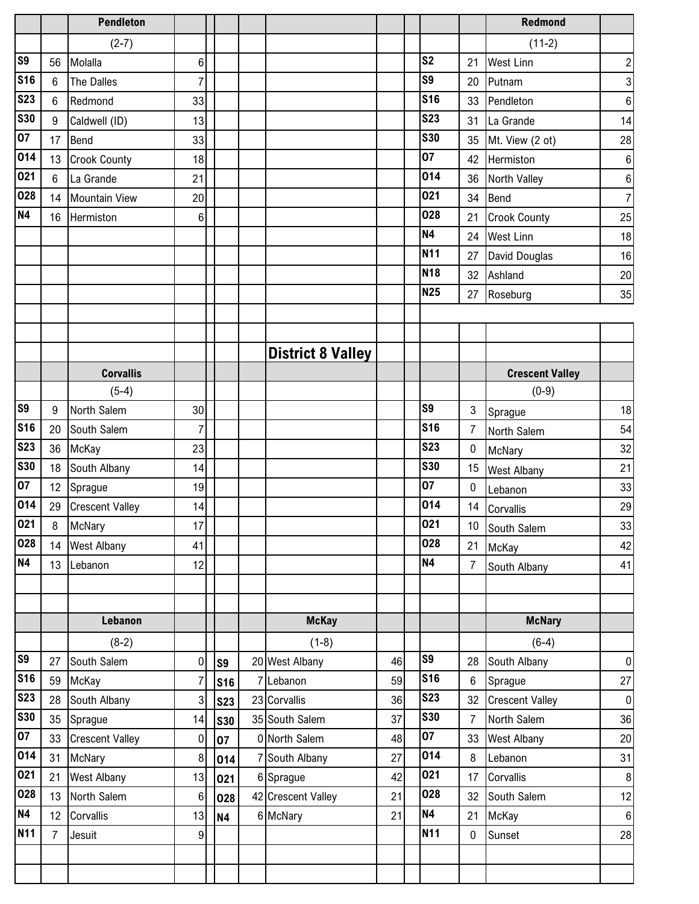### Pendleton

(2-7)

| Date | Score | Opponent | Opp |
|---|---|---|---|
| S9 | 56 | Molalla | 6 |
| S16 | 6 | The Dalles | 7 |
| S23 | 6 | Redmond | 33 |
| S30 | 9 | Caldwell (ID) | 13 |
| O7 | 17 | Bend | 33 |
| O14 | 13 | Crook County | 18 |
| O21 | 6 | La Grande | 21 |
| O28 | 14 | Mountain View | 20 |
| N4 | 16 | Hermiston | 6 |

### Redmond

(11-2)

| Date | Score | Opponent | Opp |
|---|---|---|---|
| S2 | 21 | West Linn | 2 |
| S9 | 20 | Putnam | 3 |
| S16 | 33 | Pendleton | 6 |
| S23 | 31 | La Grande | 14 |
| S30 | 35 | Mt. View (2 ot) | 28 |
| O7 | 42 | Hermiston | 6 |
| O14 | 36 | North Valley | 6 |
| O21 | 34 | Bend | 7 |
| O28 | 21 | Crook County | 25 |
| N4 | 24 | West Linn | 18 |
| N11 | 27 | David Douglas | 16 |
| N18 | 32 | Ashland | 20 |
| N25 | 27 | Roseburg | 35 |

# District 8 Valley

### Corvallis

(5-4)

| Date | Score | Opponent | Opp |
|---|---|---|---|
| S9 | 9 | North Salem | 30 |
| S16 | 20 | South Salem | 7 |
| S23 | 36 | McKay | 23 |
| S30 | 18 | South Albany | 14 |
| O7 | 12 | Sprague | 19 |
| O14 | 29 | Crescent Valley | 14 |
| O21 | 8 | McNary | 17 |
| O28 | 14 | West Albany | 41 |
| N4 | 13 | Lebanon | 12 |

### Crescent Valley

(0-9)

| Date | Score | Opponent | Opp |
|---|---|---|---|
| S9 | 3 | Sprague | 18 |
| S16 | 7 | North Salem | 54 |
| S23 | 0 | McNary | 32 |
| S30 | 15 | West Albany | 21 |
| O7 | 0 | Lebanon | 33 |
| O14 | 14 | Corvallis | 29 |
| O21 | 10 | South Salem | 33 |
| O28 | 21 | McKay | 42 |
| N4 | 7 | South Albany | 41 |

### Lebanon

(8-2)

| Date | Score | Opponent | Opp |
|---|---|---|---|
| S9 | 27 | South Salem | 0 |
| S16 | 59 | McKay | 7 |
| S23 | 28 | South Albany | 3 |
| S30 | 35 | Sprague | 14 |
| O7 | 33 | Crescent Valley | 0 |
| O14 | 31 | McNary | 8 |
| O21 | 21 | West Albany | 13 |
| O28 | 13 | North Salem | 6 |
| N4 | 12 | Corvallis | 13 |
| N11 | 7 | Jesuit | 9 |

### McKay

(1-8)

| Date | Score | Opponent | Opp |
|---|---|---|---|
| S9 | 20 | West Albany | 46 |
| S16 | 7 | Lebanon | 59 |
| S23 | 23 | Corvallis | 36 |
| S30 | 35 | South Salem | 37 |
| O7 | 0 | North Salem | 48 |
| O14 | 7 | South Albany | 27 |
| O21 | 6 | Sprague | 42 |
| O28 | 42 | Crescent Valley | 21 |
| N4 | 6 | McNary | 21 |

### McNary

(6-4)

| Date | Score | Opponent | Opp |
|---|---|---|---|
| S9 | 28 | South Albany | 0 |
| S16 | 6 | Sprague | 27 |
| S23 | 32 | Crescent Valley | 0 |
| S30 | 7 | North Salem | 36 |
| O7 | 33 | West Albany | 20 |
| O14 | 8 | Lebanon | 31 |
| O21 | 17 | Corvallis | 8 |
| O28 | 32 | South Salem | 12 |
| N4 | 21 | McKay | 6 |
| N11 | 0 | Sunset | 28 |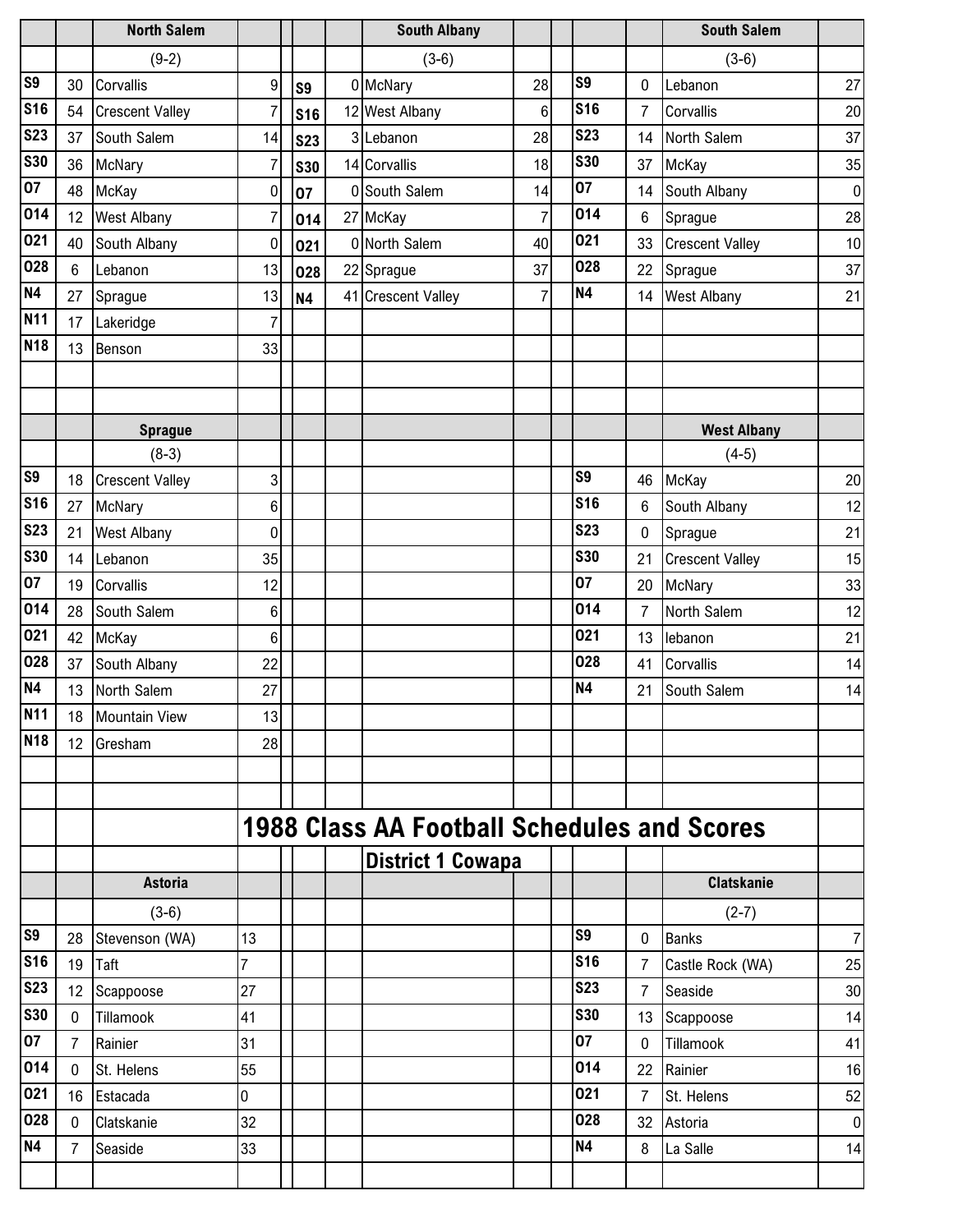### North Salem

(9-2)

| Date | Score | Opponent | Opp |
|---|---|---|---|
| S9 | 30 | Corvallis | 9 |
| S16 | 54 | Crescent Valley | 7 |
| S23 | 37 | South Salem | 14 |
| S30 | 36 | McNary | 7 |
| O7 | 48 | McKay | 0 |
| O14 | 12 | West Albany | 7 |
| O21 | 40 | South Albany | 0 |
| O28 | 6 | Lebanon | 13 |
| N4 | 27 | Sprague | 13 |
| N11 | 17 | Lakeridge | 7 |
| N18 | 13 | Benson | 33 |

### South Albany

(3-6)

| Date | Score | Opponent | Opp |
|---|---|---|---|
| S9 | 0 | McNary | 28 |
| S16 | 12 | West Albany | 6 |
| S23 | 3 | Lebanon | 28 |
| S30 | 14 | Corvallis | 18 |
| O7 | 0 | South Salem | 14 |
| O14 | 27 | McKay | 7 |
| O21 | 0 | North Salem | 40 |
| O28 | 22 | Sprague | 37 |
| N4 | 41 | Crescent Valley | 7 |

### South Salem

(3-6)

| Date | Score | Opponent | Opp |
|---|---|---|---|
| S9 | 0 | Lebanon | 27 |
| S16 | 7 | Corvallis | 20 |
| S23 | 14 | North Salem | 37 |
| S30 | 37 | McKay | 35 |
| O7 | 14 | South Albany | 0 |
| O14 | 6 | Sprague | 28 |
| O21 | 33 | Crescent Valley | 10 |
| O28 | 22 | Sprague | 37 |
| N4 | 14 | West Albany | 21 |

### Sprague

(8-3)

| Date | Score | Opponent | Opp |
|---|---|---|---|
| S9 | 18 | Crescent Valley | 3 |
| S16 | 27 | McNary | 6 |
| S23 | 21 | West Albany | 0 |
| S30 | 14 | Lebanon | 35 |
| O7 | 19 | Corvallis | 12 |
| O14 | 28 | South Salem | 6 |
| O21 | 42 | McKay | 6 |
| O28 | 37 | South Albany | 22 |
| N4 | 13 | North Salem | 27 |
| N11 | 18 | Mountain View | 13 |
| N18 | 12 | Gresham | 28 |

### West Albany

(4-5)

| Date | Score | Opponent | Opp |
|---|---|---|---|
| S9 | 46 | McKay | 20 |
| S16 | 6 | South Albany | 12 |
| S23 | 0 | Sprague | 21 |
| S30 | 21 | Crescent Valley | 15 |
| O7 | 20 | McNary | 33 |
| O14 | 7 | North Salem | 12 |
| O21 | 13 | lebanon | 21 |
| O28 | 41 | Corvallis | 14 |
| N4 | 21 | South Salem | 14 |

# 1988 Class AA Football Schedules and Scores

## District 1 Cowapa

### Astoria

(3-6)

| Date | Score | Opponent | Opp |
|---|---|---|---|
| S9 | 28 | Stevenson (WA) | 13 |
| S16 | 19 | Taft | 7 |
| S23 | 12 | Scappoose | 27 |
| S30 | 0 | Tillamook | 41 |
| O7 | 7 | Rainier | 31 |
| O14 | 0 | St. Helens | 55 |
| O21 | 16 | Estacada | 0 |
| O28 | 0 | Clatskanie | 32 |
| N4 | 7 | Seaside | 33 |

### Clatskanie

(2-7)

| Date | Score | Opponent | Opp |
|---|---|---|---|
| S9 | 0 | Banks | 7 |
| S16 | 7 | Castle Rock (WA) | 25 |
| S23 | 7 | Seaside | 30 |
| S30 | 13 | Scappoose | 14 |
| O7 | 0 | Tillamook | 41 |
| O14 | 22 | Rainier | 16 |
| O21 | 7 | St. Helens | 52 |
| O28 | 32 | Astoria | 0 |
| N4 | 8 | La Salle | 14 |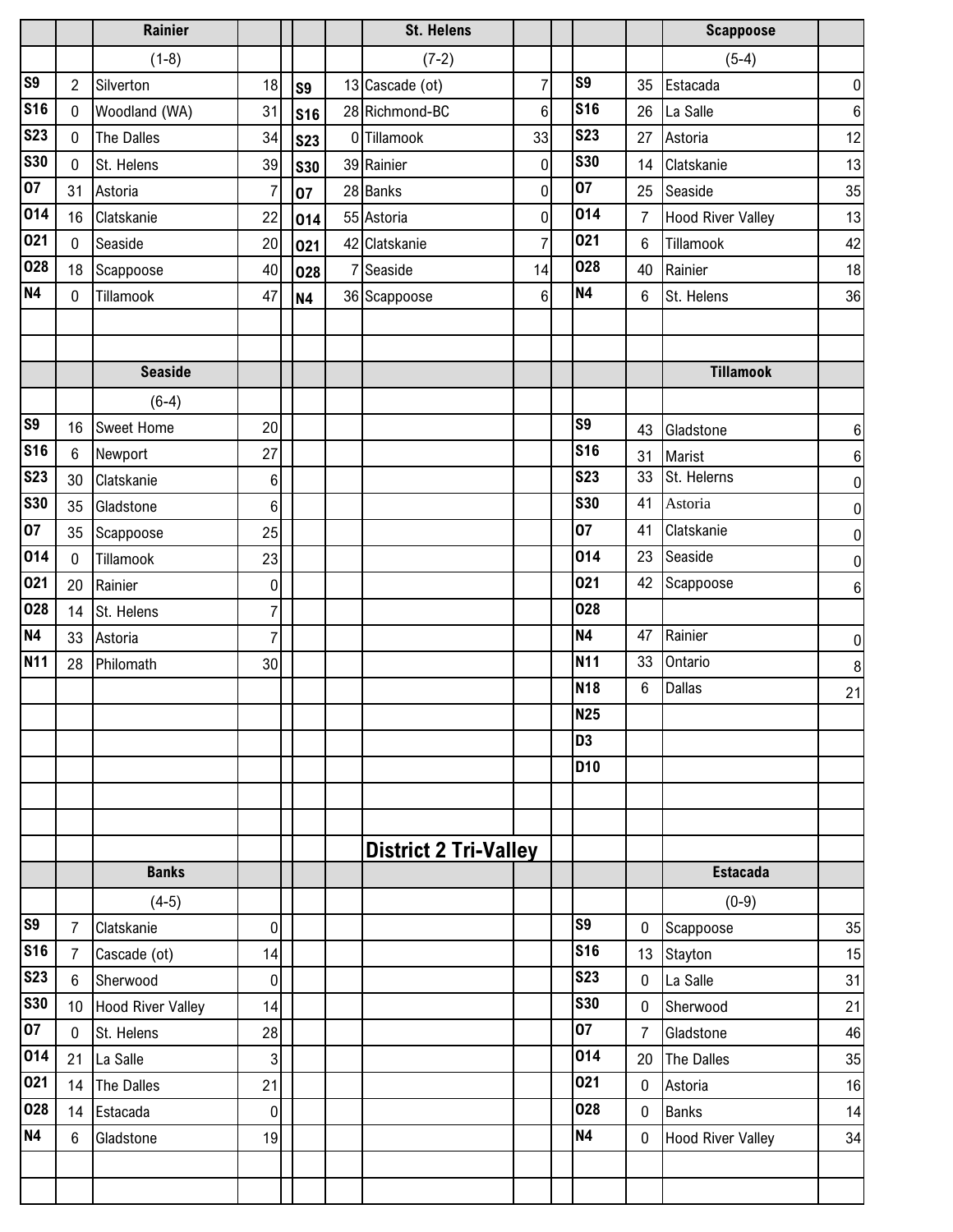## District 2 Tri-Valley

### Rainier (1-8)

| Date | Score | Opponent | Opp Score |
|---|---|---|---|
| S9 | 2 | Silverton | 18 |
| S16 | 0 | Woodland (WA) | 31 |
| S23 | 0 | The Dalles | 34 |
| S30 | 0 | St. Helens | 39 |
| O7 | 31 | Astoria | 7 |
| O14 | 16 | Clatskanie | 22 |
| O21 | 0 | Seaside | 20 |
| O28 | 18 | Scappoose | 40 |
| N4 | 0 | Tillamook | 47 |

### St. Helens (7-2)

| Date | Score | Opponent | Opp Score |
|---|---|---|---|
| S9 | 13 | Cascade (ot) | 7 |
| S16 | 28 | Richmond-BC | 6 |
| S23 | 0 | Tillamook | 33 |
| S30 | 39 | Rainier | 0 |
| O7 | 28 | Banks | 0 |
| O14 | 55 | Astoria | 0 |
| O21 | 42 | Clatskanie | 7 |
| O28 | 7 | Seaside | 14 |
| N4 | 36 | Scappoose | 6 |

### Scappoose (5-4)

| Date | Score | Opponent | Opp Score |
|---|---|---|---|
| S9 | 35 | Estacada | 0 |
| S16 | 26 | La Salle | 6 |
| S23 | 27 | Astoria | 12 |
| S30 | 14 | Clatskanie | 13 |
| O7 | 25 | Seaside | 35 |
| O14 | 7 | Hood River Valley | 13 |
| O21 | 6 | Tillamook | 42 |
| O28 | 40 | Rainier | 18 |
| N4 | 6 | St. Helens | 36 |

### Seaside (6-4)

| Date | Score | Opponent | Opp Score |
|---|---|---|---|
| S9 | 16 | Sweet Home | 20 |
| S16 | 6 | Newport | 27 |
| S23 | 30 | Clatskanie | 6 |
| S30 | 35 | Gladstone | 6 |
| O7 | 35 | Scappoose | 25 |
| O14 | 0 | Tillamook | 23 |
| O21 | 20 | Rainier | 0 |
| O28 | 14 | St. Helens | 7 |
| N4 | 33 | Astoria | 7 |
| N11 | 28 | Philomath | 30 |

### Tillamook

| Date | Score | Opponent | Opp Score |
|---|---|---|---|
| S9 | 43 | Gladstone | 6 |
| S16 | 31 | Marist | 6 |
| S23 | 33 | St. Helerns | 0 |
| S30 | 41 | Astoria | 0 |
| O7 | 41 | Clatskanie | 0 |
| O14 | 23 | Seaside | 0 |
| O21 | 42 | Scappoose | 6 |
| O28 | | | |
| N4 | 47 | Rainier | 0 |
| N11 | 33 | Ontario | 8 |
| N18 | 6 | Dallas | 21 |
| N25 | | | |
| D3 | | | |
| D10 | | | |

### Banks (4-5)

| Date | Score | Opponent | Opp Score |
|---|---|---|---|
| S9 | 7 | Clatskanie | 0 |
| S16 | 7 | Cascade (ot) | 14 |
| S23 | 6 | Sherwood | 0 |
| S30 | 10 | Hood River Valley | 14 |
| O7 | 0 | St. Helens | 28 |
| O14 | 21 | La Salle | 3 |
| O21 | 14 | The Dalles | 21 |
| O28 | 14 | Estacada | 0 |
| N4 | 6 | Gladstone | 19 |

### Estacada (0-9)

| Date | Score | Opponent | Opp Score |
|---|---|---|---|
| S9 | 0 | Scappoose | 35 |
| S16 | 13 | Stayton | 15 |
| S23 | 0 | La Salle | 31 |
| S30 | 0 | Sherwood | 21 |
| O7 | 7 | Gladstone | 46 |
| O14 | 20 | The Dalles | 35 |
| O21 | 0 | Astoria | 16 |
| O28 | 0 | Banks | 14 |
| N4 | 0 | Hood River Valley | 34 |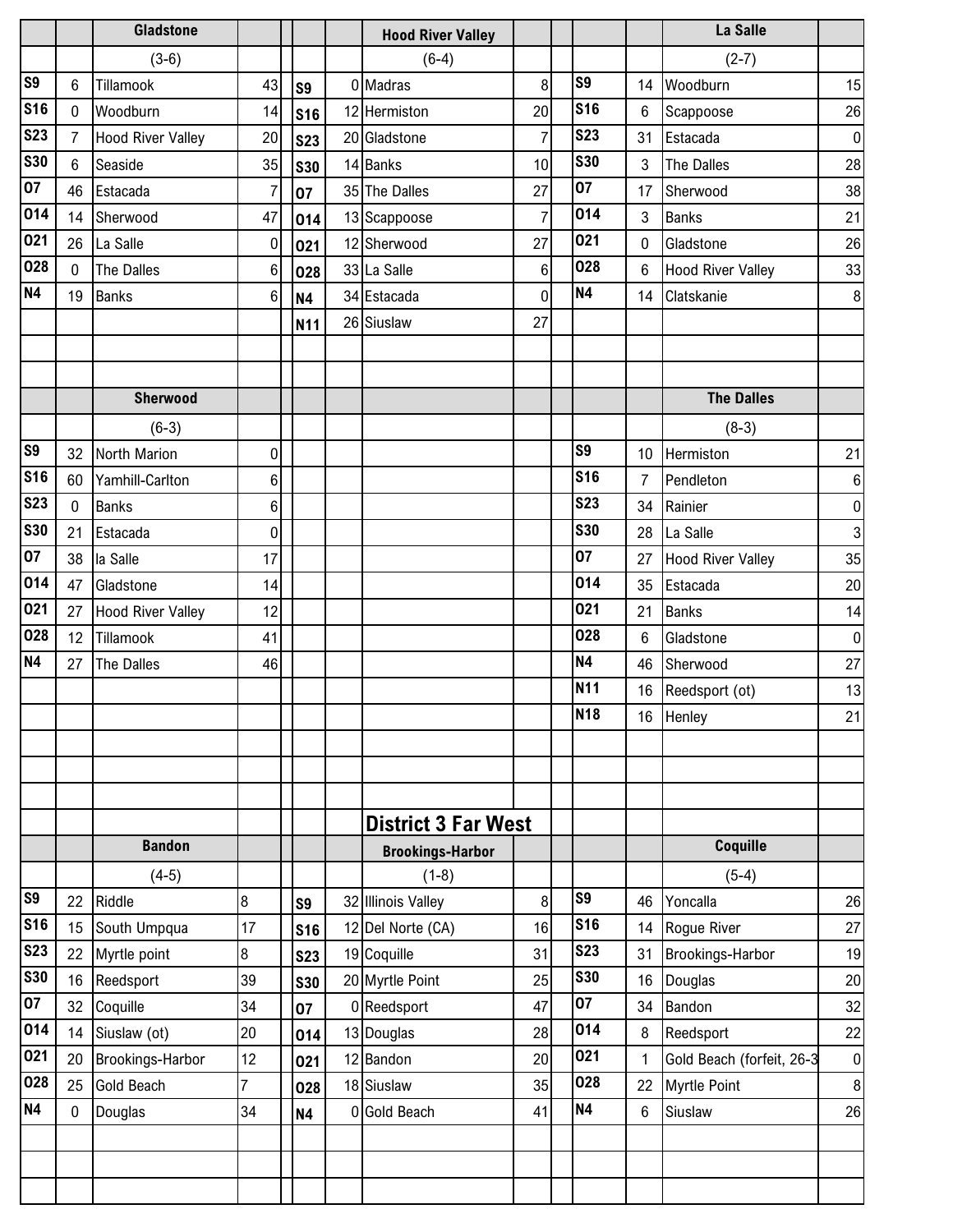### Gladstone

(3-6)

| Date | Score | Opponent | Opp Score |
|---|---|---|---|
| S9 | 6 | Tillamook | 43 |
| S16 | 0 | Woodburn | 14 |
| S23 | 7 | Hood River Valley | 20 |
| S30 | 6 | Seaside | 35 |
| O7 | 46 | Estacada | 7 |
| O14 | 14 | Sherwood | 47 |
| O21 | 26 | La Salle | 0 |
| O28 | 0 | The Dalles | 6 |
| N4 | 19 | Banks | 6 |

### Hood River Valley

(6-4)

| Date | Score | Opponent | Opp Score |
|---|---|---|---|
| S9 | 0 | Madras | 8 |
| S16 | 12 | Hermiston | 20 |
| S23 | 20 | Gladstone | 7 |
| S30 | 14 | Banks | 10 |
| O7 | 35 | The Dalles | 27 |
| O14 | 13 | Scappoose | 7 |
| O21 | 12 | Sherwood | 27 |
| O28 | 33 | La Salle | 6 |
| N4 | 34 | Estacada | 0 |
| N11 | 26 | Siuslaw | 27 |

### La Salle

(2-7)

| Date | Score | Opponent | Opp Score |
|---|---|---|---|
| S9 | 14 | Woodburn | 15 |
| S16 | 6 | Scappoose | 26 |
| S23 | 31 | Estacada | 0 |
| S30 | 3 | The Dalles | 28 |
| O7 | 17 | Sherwood | 38 |
| O14 | 3 | Banks | 21 |
| O21 | 0 | Gladstone | 26 |
| O28 | 6 | Hood River Valley | 33 |
| N4 | 14 | Clatskanie | 8 |

### Sherwood

(6-3)

| Date | Score | Opponent | Opp Score |
|---|---|---|---|
| S9 | 32 | North Marion | 0 |
| S16 | 60 | Yamhill-Carlton | 6 |
| S23 | 0 | Banks | 6 |
| S30 | 21 | Estacada | 0 |
| O7 | 38 | la Salle | 17 |
| O14 | 47 | Gladstone | 14 |
| O21 | 27 | Hood River Valley | 12 |
| O28 | 12 | Tillamook | 41 |
| N4 | 27 | The Dalles | 46 |

### The Dalles

(8-3)

| Date | Score | Opponent | Opp Score |
|---|---|---|---|
| S9 | 10 | Hermiston | 21 |
| S16 | 7 | Pendleton | 6 |
| S23 | 34 | Rainier | 0 |
| S30 | 28 | La Salle | 3 |
| O7 | 27 | Hood River Valley | 35 |
| O14 | 35 | Estacada | 20 |
| O21 | 21 | Banks | 14 |
| O28 | 6 | Gladstone | 0 |
| N4 | 46 | Sherwood | 27 |
| N11 | 16 | Reedsport (ot) | 13 |
| N18 | 16 | Henley | 21 |

## District 3 Far West

### Bandon

(4-5)

| Date | Score | Opponent | Opp Score |
|---|---|---|---|
| S9 | 22 | Riddle | 8 |
| S16 | 15 | South Umpqua | 17 |
| S23 | 22 | Myrtle point | 8 |
| S30 | 16 | Reedsport | 39 |
| O7 | 32 | Coquille | 34 |
| O14 | 14 | Siuslaw (ot) | 20 |
| O21 | 20 | Brookings-Harbor | 12 |
| O28 | 25 | Gold Beach | 7 |
| N4 | 0 | Douglas | 34 |

### Brookings-Harbor

(1-8)

| Date | Score | Opponent | Opp Score |
|---|---|---|---|
| S9 | 32 | Illinois Valley | 8 |
| S16 | 12 | Del Norte (CA) | 16 |
| S23 | 19 | Coquille | 31 |
| S30 | 20 | Myrtle Point | 25 |
| O7 | 0 | Reedsport | 47 |
| O14 | 13 | Douglas | 28 |
| O21 | 12 | Bandon | 20 |
| O28 | 18 | Siuslaw | 35 |
| N4 | 0 | Gold Beach | 41 |

### Coquille

(5-4)

| Date | Score | Opponent | Opp Score |
|---|---|---|---|
| S9 | 46 | Yoncalla | 26 |
| S16 | 14 | Rogue River | 27 |
| S23 | 31 | Brookings-Harbor | 19 |
| S30 | 16 | Douglas | 20 |
| O7 | 34 | Bandon | 32 |
| O14 | 8 | Reedsport | 22 |
| O21 | 1 | Gold Beach (forfeit, 26-3 | 0 |
| O28 | 22 | Myrtle Point | 8 |
| N4 | 6 | Siuslaw | 26 |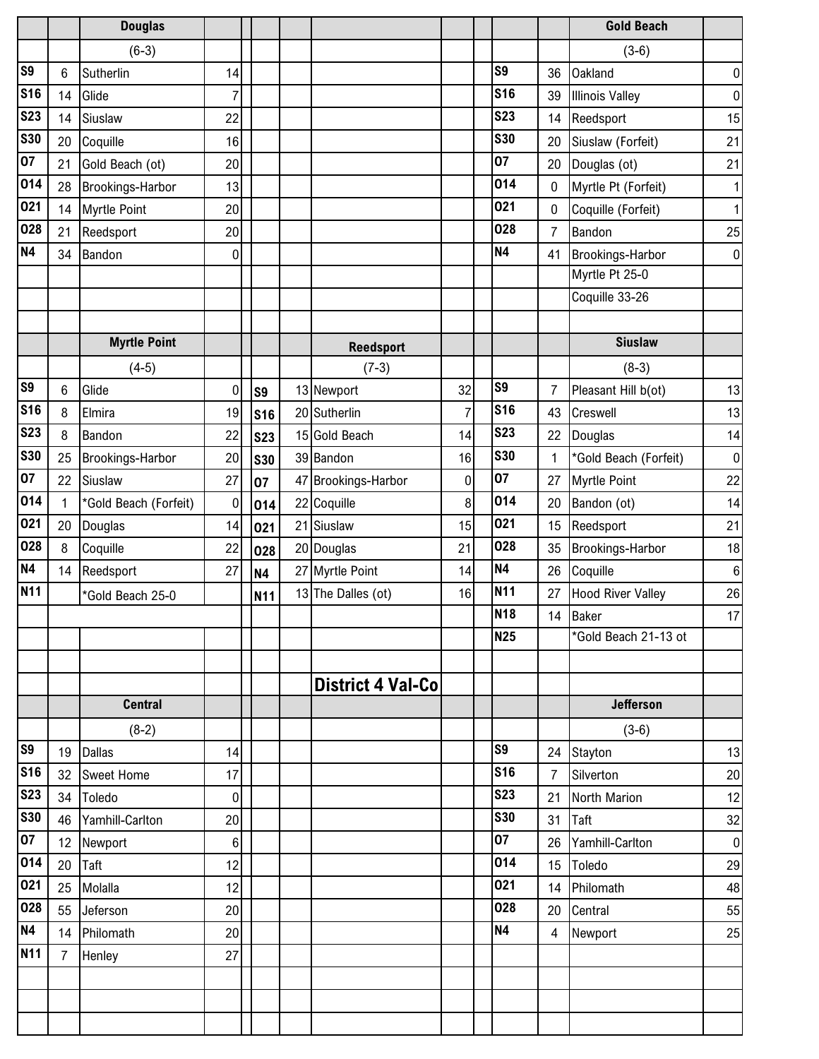## District 4 Val-Co

### Douglas (6-3)

| Date | Score | Opponent | Score |
|---|---|---|---|
| S9 | 6 | Sutherlin | 14 |
| S16 | 14 | Glide | 7 |
| S23 | 14 | Siuslaw | 22 |
| S30 | 20 | Coquille | 16 |
| O7 | 21 | Gold Beach (ot) | 20 |
| O14 | 28 | Brookings-Harbor | 13 |
| O21 | 14 | Myrtle Point | 20 |
| O28 | 21 | Reedsport | 20 |
| N4 | 34 | Bandon | 0 |

### Gold Beach (3-6)

| Date | Score | Opponent | Score |
|---|---|---|---|
| S9 | 36 | Oakland | 0 |
| S16 | 39 | Illinois Valley | 0 |
| S23 | 14 | Reedsport | 15 |
| S30 | 20 | Siuslaw (Forfeit) | 21 |
| O7 | 20 | Douglas (ot) | 21 |
| O14 | 0 | Myrtle Pt (Forfeit) | 1 |
| O21 | 0 | Coquille (Forfeit) | 1 |
| O28 | 7 | Bandon | 25 |
| N4 | 41 | Brookings-Harbor | 0 |
| | | Myrtle Pt 25-0 | |
| | | Coquille 33-26 | |

### Myrtle Point (4-5)

| Date | Score | Opponent | Score |
|---|---|---|---|
| S9 | 6 | Glide | 0 |
| S16 | 8 | Elmira | 19 |
| S23 | 8 | Bandon | 22 |
| S30 | 25 | Brookings-Harbor | 20 |
| O7 | 22 | Siuslaw | 27 |
| O14 | 1 | *Gold Beach (Forfeit) | 0 |
| O21 | 20 | Douglas | 14 |
| O28 | 8 | Coquille | 22 |
| N4 | 14 | Reedsport | 27 |
| N11 | | *Gold Beach 25-0 | |

### Reedsport (7-3)

| Date | Score | Opponent | Score |
|---|---|---|---|
| S9 | 13 | Newport | 32 |
| S16 | 20 | Sutherlin | 7 |
| S23 | 15 | Gold Beach | 14 |
| S30 | 39 | Bandon | 16 |
| O7 | 47 | Brookings-Harbor | 0 |
| O14 | 22 | Coquille | 8 |
| O21 | 21 | Siuslaw | 15 |
| O28 | 20 | Douglas | 21 |
| N4 | 27 | Myrtle Point | 14 |
| N11 | 13 | The Dalles (ot) | 16 |

### Siuslaw (8-3)

| Date | Score | Opponent | Score |
|---|---|---|---|
| S9 | 7 | Pleasant Hill b(ot) | 13 |
| S16 | 43 | Creswell | 13 |
| S23 | 22 | Douglas | 14 |
| S30 | 1 | *Gold Beach (Forfeit) | 0 |
| O7 | 27 | Myrtle Point | 22 |
| O14 | 20 | Bandon (ot) | 14 |
| O21 | 15 | Reedsport | 21 |
| O28 | 35 | Brookings-Harbor | 18 |
| N4 | 26 | Coquille | 6 |
| N11 | 27 | Hood River Valley | 26 |
| N18 | 14 | Baker | 17 |
| N25 | | *Gold Beach 21-13 ot | |

### Central (8-2)

| Date | Score | Opponent | Score |
|---|---|---|---|
| S9 | 19 | Dallas | 14 |
| S16 | 32 | Sweet Home | 17 |
| S23 | 34 | Toledo | 0 |
| S30 | 46 | Yamhill-Carlton | 20 |
| O7 | 12 | Newport | 6 |
| O14 | 20 | Taft | 12 |
| O21 | 25 | Molalla | 12 |
| O28 | 55 | Jeferson | 20 |
| N4 | 14 | Philomath | 20 |
| N11 | 7 | Henley | 27 |

### Jefferson (3-6)

| Date | Score | Opponent | Score |
|---|---|---|---|
| S9 | 24 | Stayton | 13 |
| S16 | 7 | Silverton | 20 |
| S23 | 21 | North Marion | 12 |
| S30 | 31 | Taft | 32 |
| O7 | 26 | Yamhill-Carlton | 0 |
| O14 | 15 | Toledo | 29 |
| O21 | 14 | Philomath | 48 |
| O28 | 20 | Central | 55 |
| N4 | 4 | Newport | 25 |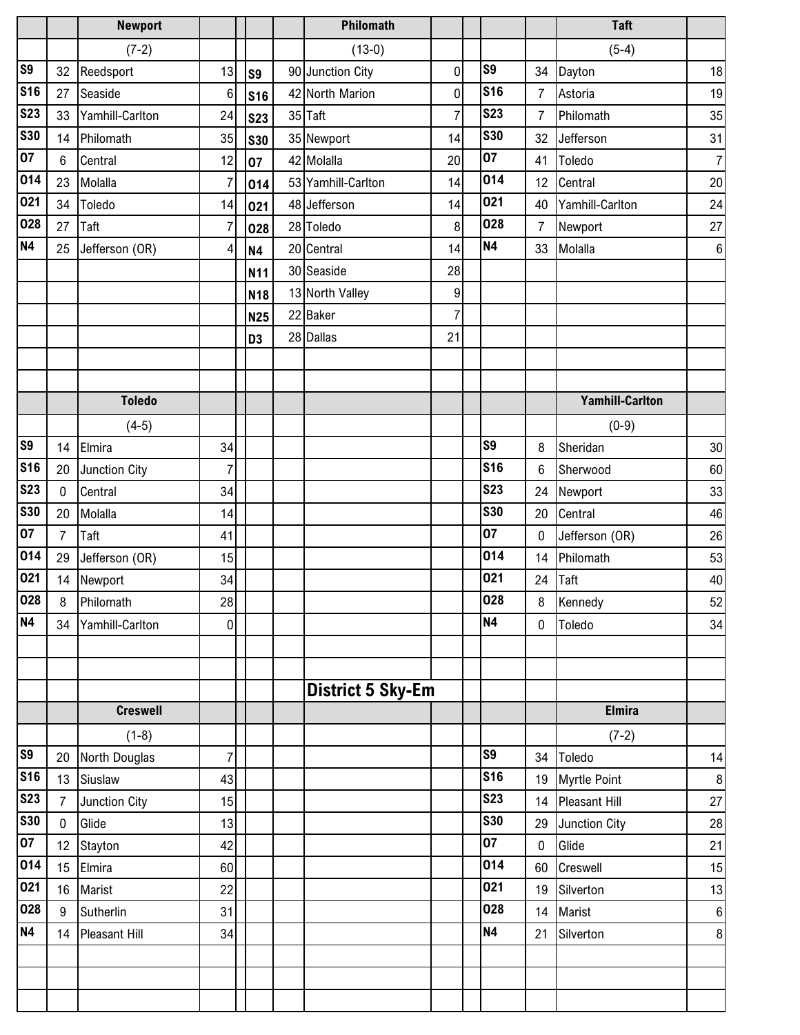## District 5 Sky-Em

### Newport (7-2)

| | | | |
|---|---|---|---|
| S9 | 32 | Reedsport | 13 |
| S16 | 27 | Seaside | 6 |
| S23 | 33 | Yamhill-Carlton | 24 |
| S30 | 14 | Philomath | 35 |
| O7 | 6 | Central | 12 |
| O14 | 23 | Molalla | 7 |
| O21 | 34 | Toledo | 14 |
| O28 | 27 | Taft | 7 |
| N4 | 25 | Jefferson (OR) | 4 |

### Philomath (13-0)

| | | | |
|---|---|---|---|
| S9 | 90 | Junction City | 0 |
| S16 | 42 | North Marion | 0 |
| S23 | 35 | Taft | 7 |
| S30 | 35 | Newport | 14 |
| O7 | 42 | Molalla | 20 |
| O14 | 53 | Yamhill-Carlton | 14 |
| O21 | 48 | Jefferson | 14 |
| O28 | 28 | Toledo | 8 |
| N4 | 20 | Central | 14 |
| N11 | 30 | Seaside | 28 |
| N18 | 13 | North Valley | 9 |
| N25 | 22 | Baker | 7 |
| D3 | 28 | Dallas | 21 |

### Taft (5-4)

| | | | |
|---|---|---|---|
| S9 | 34 | Dayton | 18 |
| S16 | 7 | Astoria | 19 |
| S23 | 7 | Philomath | 35 |
| S30 | 32 | Jefferson | 31 |
| O7 | 41 | Toledo | 7 |
| O14 | 12 | Central | 20 |
| O21 | 40 | Yamhill-Carlton | 24 |
| O28 | 7 | Newport | 27 |
| N4 | 33 | Molalla | 6 |

### Toledo (4-5)

| | | | |
|---|---|---|---|
| S9 | 14 | Elmira | 34 |
| S16 | 20 | Junction City | 7 |
| S23 | 0 | Central | 34 |
| S30 | 20 | Molalla | 14 |
| O7 | 7 | Taft | 41 |
| O14 | 29 | Jefferson (OR) | 15 |
| O21 | 14 | Newport | 34 |
| O28 | 8 | Philomath | 28 |
| N4 | 34 | Yamhill-Carlton | 0 |

### Yamhill-Carlton (0-9)

| | | | |
|---|---|---|---|
| S9 | 8 | Sheridan | 30 |
| S16 | 6 | Sherwood | 60 |
| S23 | 24 | Newport | 33 |
| S30 | 20 | Central | 46 |
| O7 | 0 | Jefferson (OR) | 26 |
| O14 | 14 | Philomath | 53 |
| O21 | 24 | Taft | 40 |
| O28 | 8 | Kennedy | 52 |
| N4 | 0 | Toledo | 34 |

### Creswell (1-8)

| | | | |
|---|---|---|---|
| S9 | 20 | North Douglas | 7 |
| S16 | 13 | Siuslaw | 43 |
| S23 | 7 | Junction City | 15 |
| S30 | 0 | Glide | 13 |
| O7 | 12 | Stayton | 42 |
| O14 | 15 | Elmira | 60 |
| O21 | 16 | Marist | 22 |
| O28 | 9 | Sutherlin | 31 |
| N4 | 14 | Pleasant Hill | 34 |

### Elmira (7-2)

| | | | |
|---|---|---|---|
| S9 | 34 | Toledo | 14 |
| S16 | 19 | Myrtle Point | 8 |
| S23 | 14 | Pleasant Hill | 27 |
| S30 | 29 | Junction City | 28 |
| O7 | 0 | Glide | 21 |
| O14 | 60 | Creswell | 15 |
| O21 | 19 | Silverton | 13 |
| O28 | 14 | Marist | 6 |
| N4 | 21 | Silverton | 8 |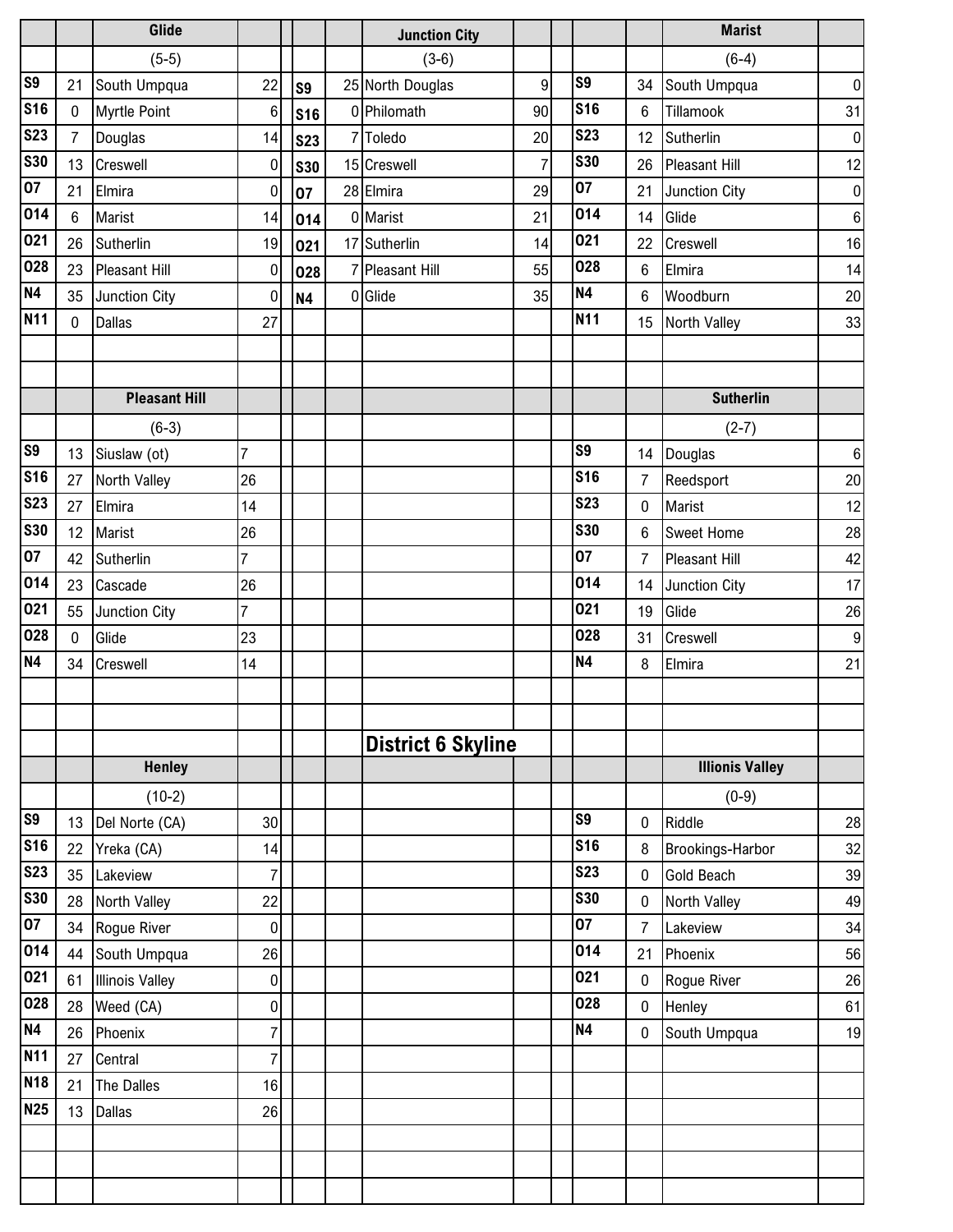## District 6 Skyline

### Glide (5-5)

| Date | Score | Opponent | Opp Score |
|---|---|---|---|
| S9 | 21 | South Umpqua | 22 |
| S16 | 0 | Myrtle Point | 6 |
| S23 | 7 | Douglas | 14 |
| S30 | 13 | Creswell | 0 |
| O7 | 21 | Elmira | 0 |
| O14 | 6 | Marist | 14 |
| O21 | 26 | Sutherlin | 19 |
| O28 | 23 | Pleasant Hill | 0 |
| N4 | 35 | Junction City | 0 |
| N11 | 0 | Dallas | 27 |

### Junction City (3-6)

| Date | Score | Opponent | Opp Score |
|---|---|---|---|
| S9 | 25 | North Douglas | 9 |
| S16 | 0 | Philomath | 90 |
| S23 | 7 | Toledo | 20 |
| S30 | 15 | Creswell | 7 |
| O7 | 28 | Elmira | 29 |
| O14 | 0 | Marist | 21 |
| O21 | 17 | Sutherlin | 14 |
| O28 | 7 | Pleasant Hill | 55 |
| N4 | 0 | Glide | 35 |

### Marist (6-4)

| Date | Score | Opponent | Opp Score |
|---|---|---|---|
| S9 | 34 | South Umpqua | 0 |
| S16 | 6 | Tillamook | 31 |
| S23 | 12 | Sutherlin | 0 |
| S30 | 26 | Pleasant Hill | 12 |
| O7 | 21 | Junction City | 0 |
| O14 | 14 | Glide | 6 |
| O21 | 22 | Creswell | 16 |
| O28 | 6 | Elmira | 14 |
| N4 | 6 | Woodburn | 20 |
| N11 | 15 | North Valley | 33 |

### Pleasant Hill (6-3)

| Date | Score | Opponent | Opp Score |
|---|---|---|---|
| S9 | 13 | Siuslaw (ot) | 7 |
| S16 | 27 | North Valley | 26 |
| S23 | 27 | Elmira | 14 |
| S30 | 12 | Marist | 26 |
| O7 | 42 | Sutherlin | 7 |
| O14 | 23 | Cascade | 26 |
| O21 | 55 | Junction City | 7 |
| O28 | 0 | Glide | 23 |
| N4 | 34 | Creswell | 14 |

### Sutherlin (2-7)

| Date | Score | Opponent | Opp Score |
|---|---|---|---|
| S9 | 14 | Douglas | 6 |
| S16 | 7 | Reedsport | 20 |
| S23 | 0 | Marist | 12 |
| S30 | 6 | Sweet Home | 28 |
| O7 | 7 | Pleasant Hill | 42 |
| O14 | 14 | Junction City | 17 |
| O21 | 19 | Glide | 26 |
| O28 | 31 | Creswell | 9 |
| N4 | 8 | Elmira | 21 |

### Henley (10-2)

| Date | Score | Opponent | Opp Score |
|---|---|---|---|
| S9 | 13 | Del Norte (CA) | 30 |
| S16 | 22 | Yreka (CA) | 14 |
| S23 | 35 | Lakeview | 7 |
| S30 | 28 | North Valley | 22 |
| O7 | 34 | Rogue River | 0 |
| O14 | 44 | South Umpqua | 26 |
| O21 | 61 | Illinois Valley | 0 |
| O28 | 28 | Weed (CA) | 0 |
| N4 | 26 | Phoenix | 7 |
| N11 | 27 | Central | 7 |
| N18 | 21 | The Dalles | 16 |
| N25 | 13 | Dallas | 26 |

### Illionis Valley (0-9)

| Date | Score | Opponent | Opp Score |
|---|---|---|---|
| S9 | 0 | Riddle | 28 |
| S16 | 8 | Brookings-Harbor | 32 |
| S23 | 0 | Gold Beach | 39 |
| S30 | 0 | North Valley | 49 |
| O7 | 7 | Lakeview | 34 |
| O14 | 21 | Phoenix | 56 |
| O21 | 0 | Rogue River | 26 |
| O28 | 0 | Henley | 61 |
| N4 | 0 | South Umpqua | 19 |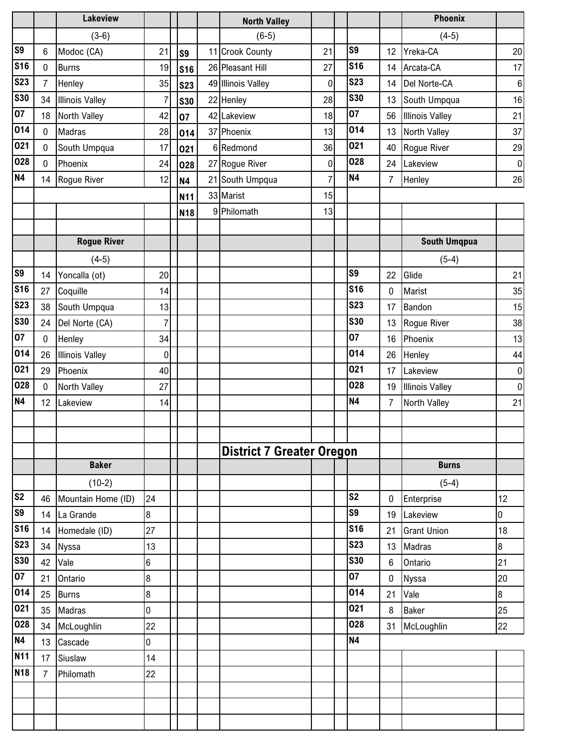## District 7 Greater Oregon

### Lakeview (3-6)

| Date | Score | Opponent | Opp. Score |
|---|---|---|---|
| S9 | 6 | Modoc (CA) | 21 |
| S16 | 0 | Burns | 19 |
| S23 | 7 | Henley | 35 |
| S30 | 34 | Illinois Valley | 7 |
| O7 | 18 | North Valley | 42 |
| O14 | 0 | Madras | 28 |
| O21 | 0 | South Umpqua | 17 |
| O28 | 0 | Phoenix | 24 |
| N4 | 14 | Rogue River | 12 |

### North Valley (6-5)

| Date | Score | Opponent | Opp. Score |
|---|---|---|---|
| S9 | 11 | Crook County | 21 |
| S16 | 26 | Pleasant Hill | 27 |
| S23 | 49 | Illinois Valley | 0 |
| S30 | 22 | Henley | 28 |
| O7 | 42 | Lakeview | 18 |
| O14 | 37 | Phoenix | 13 |
| O21 | 6 | Redmond | 36 |
| O28 | 27 | Rogue River | 0 |
| N4 | 21 | South Umpqua | 7 |
| N11 | 33 | Marist | 15 |
| N18 | 9 | Philomath | 13 |

### Phoenix (4-5)

| Date | Score | Opponent | Opp. Score |
|---|---|---|---|
| S9 | 12 | Yreka-CA | 20 |
| S16 | 14 | Arcata-CA | 17 |
| S23 | 14 | Del Norte-CA | 6 |
| S30 | 13 | South Umpqua | 16 |
| O7 | 56 | Illinois Valley | 21 |
| O14 | 13 | North Valley | 37 |
| O21 | 40 | Rogue River | 29 |
| O28 | 24 | Lakeview | 0 |
| N4 | 7 | Henley | 26 |

### Rogue River (4-5)

| Date | Score | Opponent | Opp. Score |
|---|---|---|---|
| S9 | 14 | Yoncalla (ot) | 20 |
| S16 | 27 | Coquille | 14 |
| S23 | 38 | South Umpqua | 13 |
| S30 | 24 | Del Norte (CA) | 7 |
| O7 | 0 | Henley | 34 |
| O14 | 26 | Illinois Valley | 0 |
| O21 | 29 | Phoenix | 40 |
| O28 | 0 | North Valley | 27 |
| N4 | 12 | Lakeview | 14 |

### South Umqpua (5-4)

| Date | Score | Opponent | Opp. Score |
|---|---|---|---|
| S9 | 22 | Glide | 21 |
| S16 | 0 | Marist | 35 |
| S23 | 17 | Bandon | 15 |
| S30 | 13 | Rogue River | 38 |
| O7 | 16 | Phoenix | 13 |
| O14 | 26 | Henley | 44 |
| O21 | 17 | Lakeview | 0 |
| O28 | 19 | Illinois Valley | 0 |
| N4 | 7 | North Valley | 21 |

### Baker (10-2)

| Date | Score | Opponent | Opp. Score |
|---|---|---|---|
| S2 | 46 | Mountain Home (ID) | 24 |
| S9 | 14 | La Grande | 8 |
| S16 | 14 | Homedale (ID) | 27 |
| S23 | 34 | Nyssa | 13 |
| S30 | 42 | Vale | 6 |
| O7 | 21 | Ontario | 8 |
| O14 | 25 | Burns | 8 |
| O21 | 35 | Madras | 0 |
| O28 | 34 | McLoughlin | 22 |
| N4 | 13 | Cascade | 0 |
| N11 | 17 | Siuslaw | 14 |
| N18 | 7 | Philomath | 22 |

### Burns (5-4)

| Date | Score | Opponent | Opp. Score |
|---|---|---|---|
| S2 | 0 | Enterprise | 12 |
| S9 | 19 | Lakeview | 0 |
| S16 | 21 | Grant Union | 18 |
| S23 | 13 | Madras | 8 |
| S30 | 6 | Ontario | 21 |
| O7 | 0 | Nyssa | 20 |
| O14 | 21 | Vale | 8 |
| O21 | 8 | Baker | 25 |
| O28 | 31 | McLoughlin | 22 |
| N4 | | | |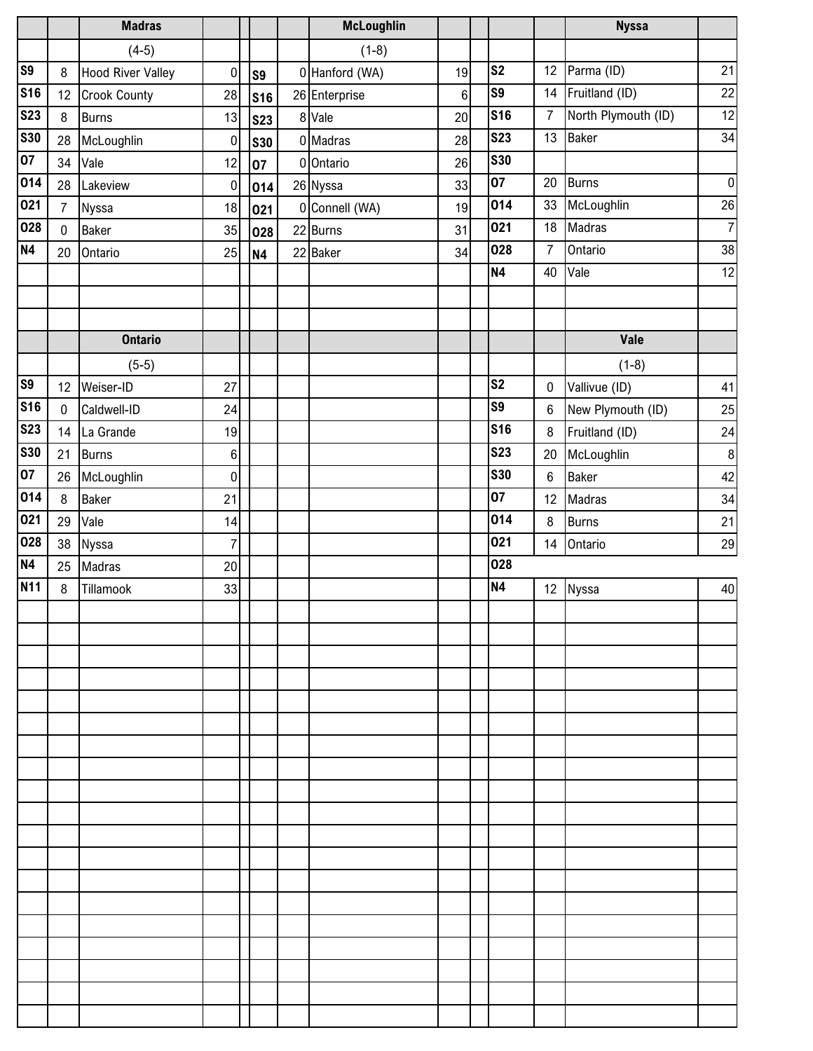## Madras

(4-5)

| Date | Score | Opponent | Opp Score |
|---|---|---|---|
| S9 | 8 | Hood River Valley | 0 |
| S16 | 12 | Crook County | 28 |
| S23 | 8 | Burns | 13 |
| S30 | 28 | McLoughlin | 0 |
| O7 | 34 | Vale | 12 |
| O14 | 28 | Lakeview | 0 |
| O21 | 7 | Nyssa | 18 |
| O28 | 0 | Baker | 35 |
| N4 | 20 | Ontario | 25 |

## McLoughlin

(1-8)

| Date | Score | Opponent | Opp Score |
|---|---|---|---|
| S9 | 0 | Hanford (WA) | 19 |
| S16 | 26 | Enterprise | 6 |
| S23 | 8 | Vale | 20 |
| S30 | 0 | Madras | 28 |
| O7 | 0 | Ontario | 26 |
| O14 | 26 | Nyssa | 33 |
| O21 | 0 | Connell (WA) | 19 |
| O28 | 22 | Burns | 31 |
| N4 | 22 | Baker | 34 |

## Nyssa

| Date | Score | Opponent | Opp Score |
|---|---|---|---|
| S2 | 12 | Parma (ID) | 21 |
| S9 | 14 | Fruitland (ID) | 22 |
| S16 | 7 | North Plymouth (ID) | 12 |
| S23 | 13 | Baker | 34 |
| S30 | | | |
| O7 | 20 | Burns | 0 |
| O14 | 33 | McLoughlin | 26 |
| O21 | 18 | Madras | 7 |
| O28 | 7 | Ontario | 38 |
| N4 | 40 | Vale | 12 |

## Ontario

(5-5)

| Date | Score | Opponent | Opp Score |
|---|---|---|---|
| S9 | 12 | Weiser-ID | 27 |
| S16 | 0 | Caldwell-ID | 24 |
| S23 | 14 | La Grande | 19 |
| S30 | 21 | Burns | 6 |
| O7 | 26 | McLoughlin | 0 |
| O14 | 8 | Baker | 21 |
| O21 | 29 | Vale | 14 |
| O28 | 38 | Nyssa | 7 |
| N4 | 25 | Madras | 20 |
| N11 | 8 | Tillamook | 33 |

## Vale

(1-8)

| Date | Score | Opponent | Opp Score |
|---|---|---|---|
| S2 | 0 | Vallivue (ID) | 41 |
| S9 | 6 | New Plymouth (ID) | 25 |
| S16 | 8 | Fruitland (ID) | 24 |
| S23 | 20 | McLoughlin | 8 |
| S30 | 6 | Baker | 42 |
| O7 | 12 | Madras | 34 |
| O14 | 8 | Burns | 21 |
| O21 | 14 | Ontario | 29 |
| O28 | | | |
| N4 | 12 | Nyssa | 40 |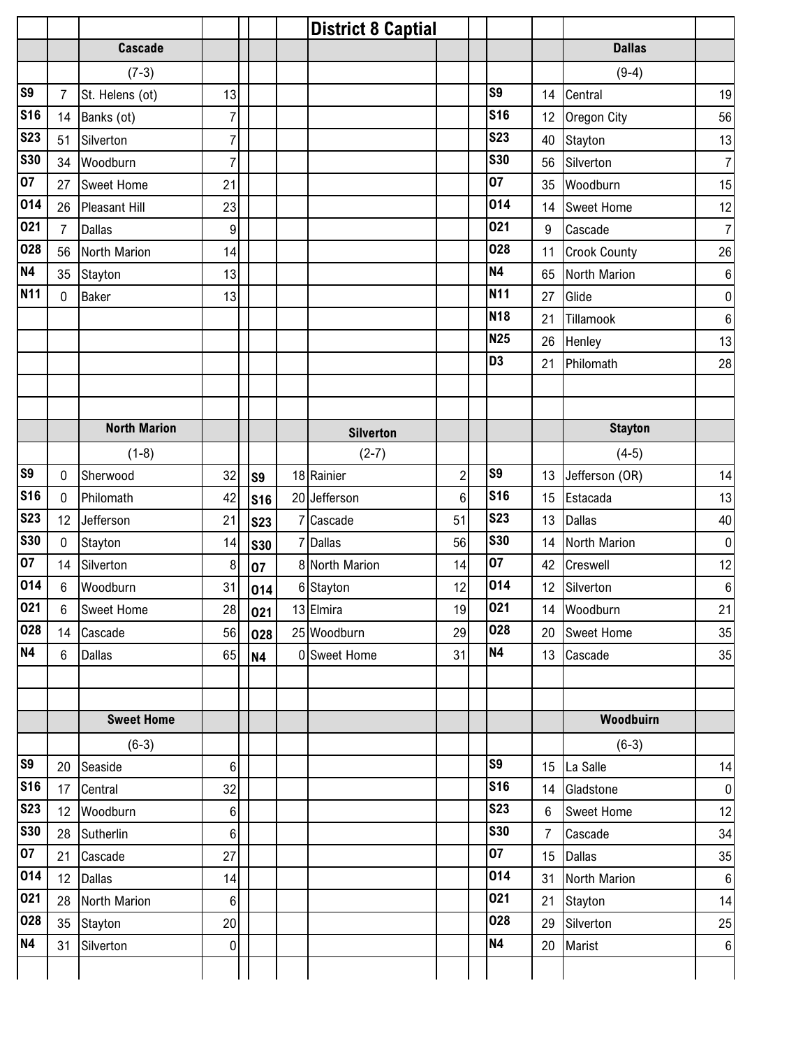# District 8 Captial

## Cascade

(7-3)

| | | | |
|---|---|---|---|
| S9 | 7 | St. Helens (ot) | 13 |
| S16 | 14 | Banks (ot) | 7 |
| S23 | 51 | Silverton | 7 |
| S30 | 34 | Woodburn | 7 |
| O7 | 27 | Sweet Home | 21 |
| O14 | 26 | Pleasant Hill | 23 |
| O21 | 7 | Dallas | 9 |
| O28 | 56 | North Marion | 14 |
| N4 | 35 | Stayton | 13 |
| N11 | 0 | Baker | 13 |

## Dallas

(9-4)

| | | | |
|---|---|---|---|
| S9 | 14 | Central | 19 |
| S16 | 12 | Oregon City | 56 |
| S23 | 40 | Stayton | 13 |
| S30 | 56 | Silverton | 7 |
| O7 | 35 | Woodburn | 15 |
| O14 | 14 | Sweet Home | 12 |
| O21 | 9 | Cascade | 7 |
| O28 | 11 | Crook County | 26 |
| N4 | 65 | North Marion | 6 |
| N11 | 27 | Glide | 0 |
| N18 | 21 | Tillamook | 6 |
| N25 | 26 | Henley | 13 |
| D3 | 21 | Philomath | 28 |

## North Marion

(1-8)

| | | | |
|---|---|---|---|
| S9 | 0 | Sherwood | 32 |
| S16 | 0 | Philomath | 42 |
| S23 | 12 | Jefferson | 21 |
| S30 | 0 | Stayton | 14 |
| O7 | 14 | Silverton | 8 |
| O14 | 6 | Woodburn | 31 |
| O21 | 6 | Sweet Home | 28 |
| O28 | 14 | Cascade | 56 |
| N4 | 6 | Dallas | 65 |

## Silverton

(2-7)

| | | | |
|---|---|---|---|
| S9 | 18 | Rainier | 2 |
| S16 | 20 | Jefferson | 6 |
| S23 | 7 | Cascade | 51 |
| S30 | 7 | Dallas | 56 |
| O7 | 8 | North Marion | 14 |
| O14 | 6 | Stayton | 12 |
| O21 | 13 | Elmira | 19 |
| O28 | 25 | Woodburn | 29 |
| N4 | 0 | Sweet Home | 31 |

## Stayton

(4-5)

| | | | |
|---|---|---|---|
| S9 | 13 | Jefferson (OR) | 14 |
| S16 | 15 | Estacada | 13 |
| S23 | 13 | Dallas | 40 |
| S30 | 14 | North Marion | 0 |
| O7 | 42 | Creswell | 12 |
| O14 | 12 | Silverton | 6 |
| O21 | 14 | Woodburn | 21 |
| O28 | 20 | Sweet Home | 35 |
| N4 | 13 | Cascade | 35 |

## Sweet Home

(6-3)

| | | | |
|---|---|---|---|
| S9 | 20 | Seaside | 6 |
| S16 | 17 | Central | 32 |
| S23 | 12 | Woodburn | 6 |
| S30 | 28 | Sutherlin | 6 |
| O7 | 21 | Cascade | 27 |
| O14 | 12 | Dallas | 14 |
| O21 | 28 | North Marion | 6 |
| O28 | 35 | Stayton | 20 |
| N4 | 31 | Silverton | 0 |

## Woodbuirn

(6-3)

| | | | |
|---|---|---|---|
| S9 | 15 | La Salle | 14 |
| S16 | 14 | Gladstone | 0 |
| S23 | 6 | Sweet Home | 12 |
| S30 | 7 | Cascade | 34 |
| O7 | 15 | Dallas | 35 |
| O14 | 31 | North Marion | 6 |
| O21 | 21 | Stayton | 14 |
| O28 | 29 | Silverton | 25 |
| N4 | 20 | Marist | 6 |